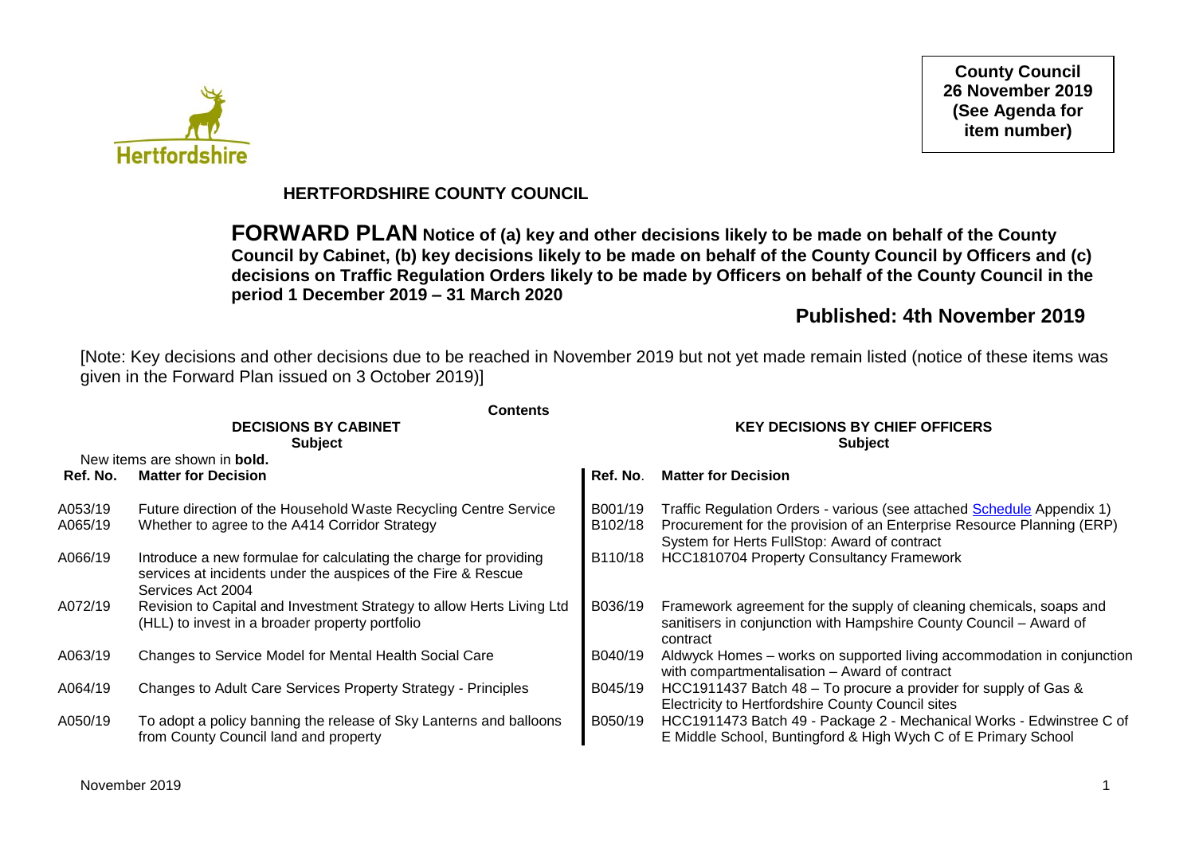**County Council**
**26 November 2019**
**(See Agenda for item number)**

# HERTFORDSHIRE COUNTY COUNCIL

**FORWARD PLAN Notice of (a) key and other decisions likely to be made on behalf of the County Council by Cabinet, (b) key decisions likely to be made on behalf of the County Council by Officers and (c) decisions on Traffic Regulation Orders likely to be made by Officers on behalf of the County Council in the period 1 December 2019 – 31 March 2020**

## Published: 4th November 2019

[Note: Key decisions and other decisions due to be reached in November 2019 but not yet made remain listed (notice of these items was given in the Forward Plan issued on 3 October 2019)]

**Contents**

**DECISIONS BY CABINET**
**Subject**

New items are shown in **bold.**

| Ref. No. | Matter for Decision |
|---|---|
| A053/19 | Future direction of the Household Waste Recycling Centre Service |
| A065/19 | Whether to agree to the A414 Corridor Strategy |
| A066/19 | Introduce a new formulae for calculating the charge for providing services at incidents under the auspices of the Fire & Rescue Services Act 2004 |
| A072/19 | Revision to Capital and Investment Strategy to allow Herts Living Ltd (HLL) to invest in a broader property portfolio |
| A063/19 | Changes to Service Model for Mental Health Social Care |
| A064/19 | Changes to Adult Care Services Property Strategy - Principles |
| A050/19 | To adopt a policy banning the release of Sky Lanterns and balloons from County Council land and property |

**KEY DECISIONS BY CHIEF OFFICERS**
**Subject**

| Ref. No. | Matter for Decision |
|---|---|
| B001/19 | Traffic Regulation Orders - various (see attached Schedule Appendix 1) |
| B102/18 | Procurement for the provision of an Enterprise Resource Planning (ERP) System for Herts FullStop: Award of contract |
| B110/18 | HCC1810704 Property Consultancy Framework |
| B036/19 | Framework agreement for the supply of cleaning chemicals, soaps and sanitisers in conjunction with Hampshire County Council – Award of contract |
| B040/19 | Aldwyck Homes – works on supported living accommodation in conjunction with compartmentalisation – Award of contract |
| B045/19 | HCC1911437 Batch 48 – To procure a provider for supply of Gas & Electricity to Hertfordshire County Council sites |
| B050/19 | HCC1911473 Batch 49 - Package 2 - Mechanical Works - Edwinstree C of E Middle School, Buntingford & High Wych C of E Primary School |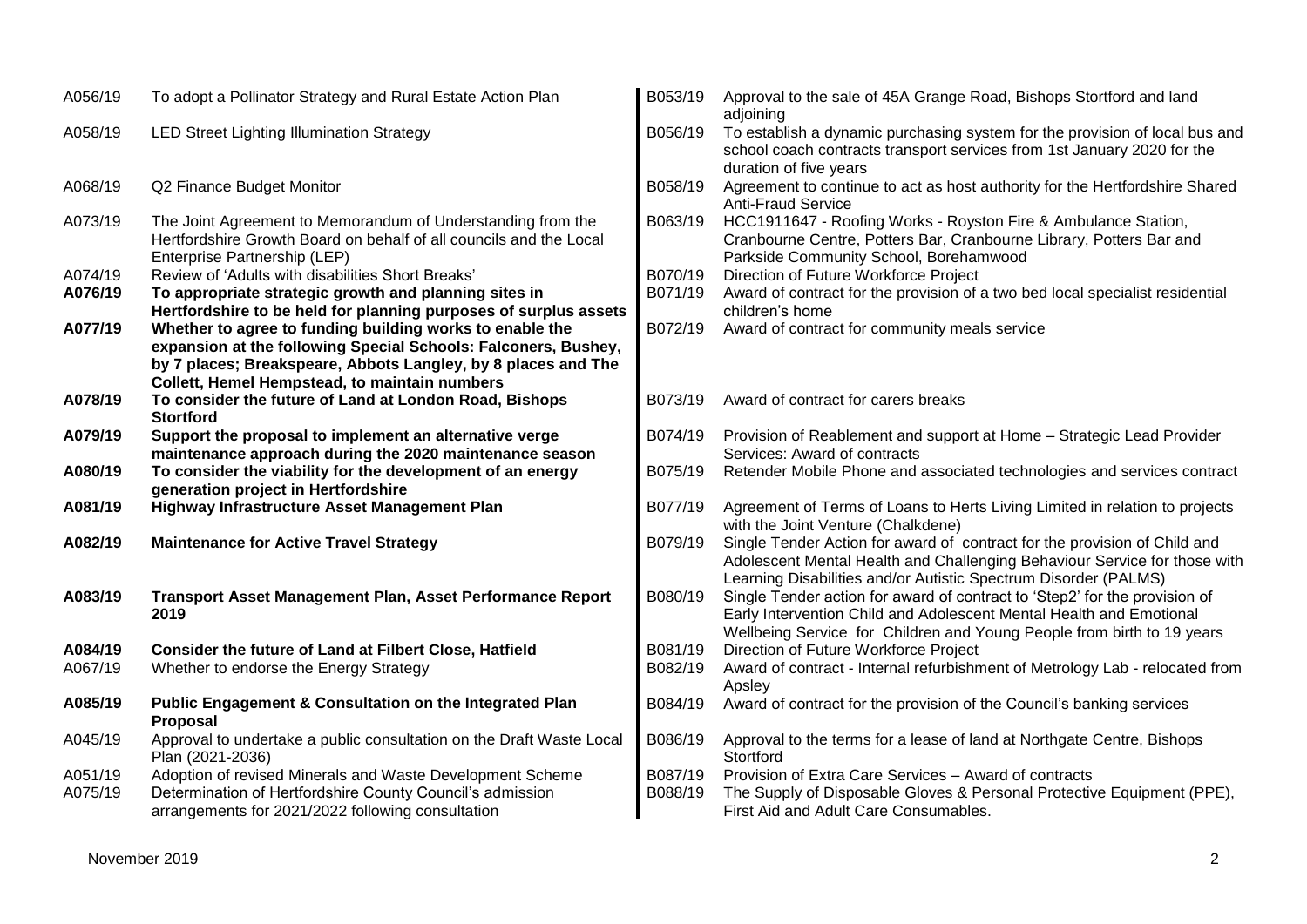| | | | |
|---|---|---|---|
| A056/19 | To adopt a Pollinator Strategy and Rural Estate Action Plan | B053/19 | Approval to the sale of 45A Grange Road, Bishops Stortford and land adjoining |
| A058/19 | LED Street Lighting Illumination Strategy | B056/19 | To establish a dynamic purchasing system for the provision of local bus and school coach contracts transport services from 1st January 2020 for the duration of five years |
| A068/19 | Q2 Finance Budget Monitor | B058/19 | Agreement to continue to act as host authority for the Hertfordshire Shared Anti-Fraud Service |
| A073/19 | The Joint Agreement to Memorandum of Understanding from the Hertfordshire Growth Board on behalf of all councils and the Local Enterprise Partnership (LEP) | B063/19 | HCC1911647 - Roofing Works - Royston Fire & Ambulance Station, Cranbourne Centre, Potters Bar, Cranbourne Library, Potters Bar and Parkside Community School, Borehamwood |
| A074/19 | Review of 'Adults with disabilities Short Breaks' | B070/19 | Direction of Future Workforce Project |
| **A076/19** | **To appropriate strategic growth and planning sites in Hertfordshire to be held for planning purposes of surplus assets** | B071/19 | Award of contract for the provision of a two bed local specialist residential children's home |
| **A077/19** | **Whether to agree to funding building works to enable the expansion at the following Special Schools: Falconers, Bushey, by 7 places; Breakspeare, Abbots Langley, by 8 places and The Collett, Hemel Hempstead, to maintain numbers** | B072/19 | Award of contract for community meals service |
| **A078/19** | **To consider the future of Land at London Road, Bishops Stortford** | B073/19 | Award of contract for carers breaks |
| **A079/19** | **Support the proposal to implement an alternative verge maintenance approach during the 2020 maintenance season** | B074/19 | Provision of Reablement and support at Home – Strategic Lead Provider Services: Award of contracts |
| **A080/19** | **To consider the viability for the development of an energy generation project in Hertfordshire** | B075/19 | Retender Mobile Phone and associated technologies and services contract |
| **A081/19** | **Highway Infrastructure Asset Management Plan** | B077/19 | Agreement of Terms of Loans to Herts Living Limited in relation to projects with the Joint Venture (Chalkdene) |
| **A082/19** | **Maintenance for Active Travel Strategy** | B079/19 | Single Tender Action for award of contract for the provision of Child and Adolescent Mental Health and Challenging Behaviour Service for those with Learning Disabilities and/or Autistic Spectrum Disorder (PALMS) |
| **A083/19** | **Transport Asset Management Plan, Asset Performance Report 2019** | B080/19 | Single Tender action for award of contract to 'Step2' for the provision of Early Intervention Child and Adolescent Mental Health and Emotional Wellbeing Service for Children and Young People from birth to 19 years |
| **A084/19** | **Consider the future of Land at Filbert Close, Hatfield** | B081/19 | Direction of Future Workforce Project |
| A067/19 | Whether to endorse the Energy Strategy | B082/19 | Award of contract - Internal refurbishment of Metrology Lab - relocated from Apsley |
| **A085/19** | **Public Engagement & Consultation on the Integrated Plan Proposal** | B084/19 | Award of contract for the provision of the Council's banking services |
| A045/19 | Approval to undertake a public consultation on the Draft Waste Local Plan (2021-2036) | B086/19 | Approval to the terms for a lease of land at Northgate Centre, Bishops Stortford |
| A051/19 | Adoption of revised Minerals and Waste Development Scheme | B087/19 | Provision of Extra Care Services – Award of contracts |
| A075/19 | Determination of Hertfordshire County Council's admission arrangements for 2021/2022 following consultation | B088/19 | The Supply of Disposable Gloves & Personal Protective Equipment (PPE), First Aid and Adult Care Consumables. |

November 2019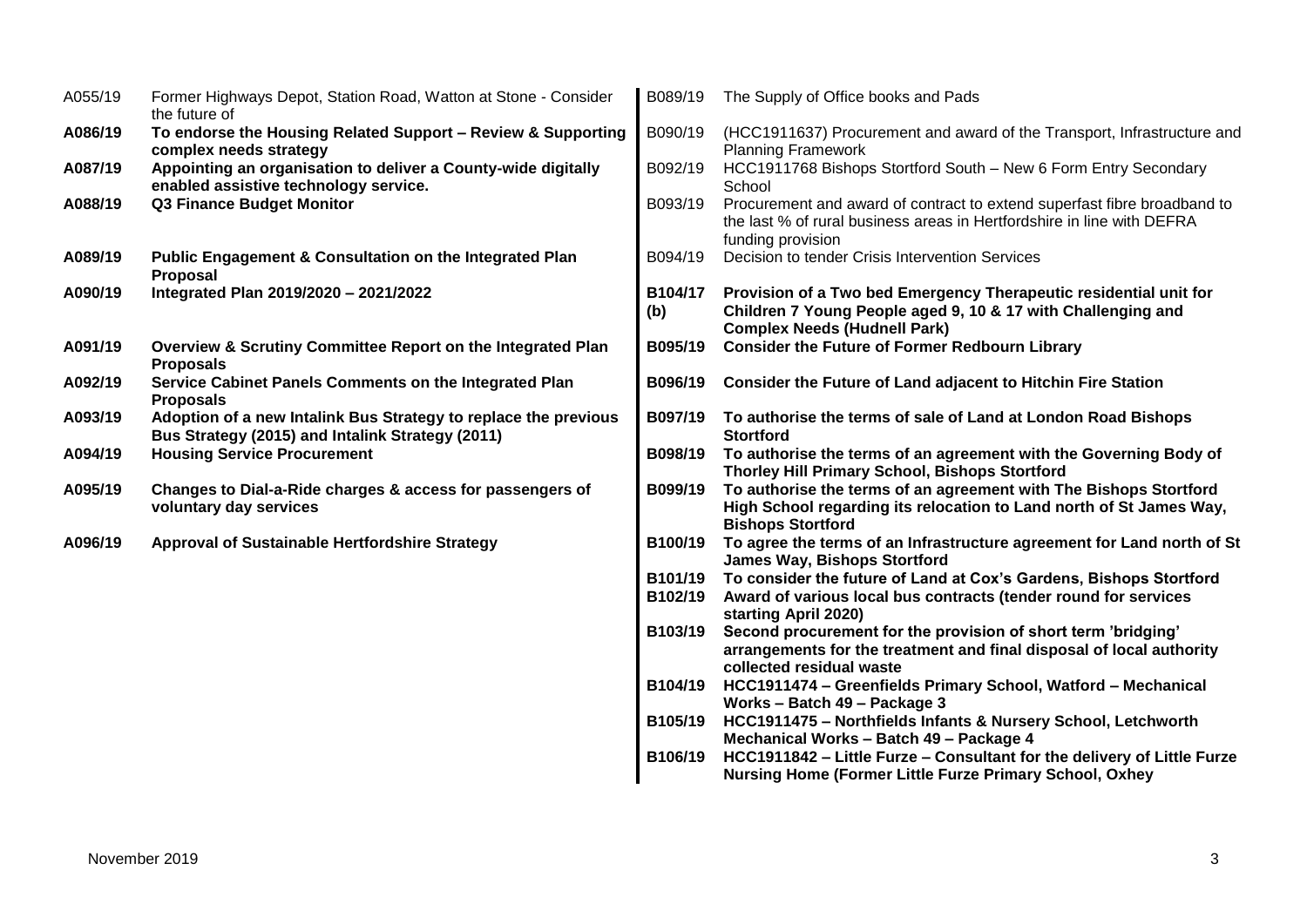A055/19 Former Highways Depot, Station Road, Watton at Stone - Consider the future of

**A086/19 To endorse the Housing Related Support – Review & Supporting complex needs strategy**

**A087/19 Appointing an organisation to deliver a County-wide digitally enabled assistive technology service.**

**A088/19 Q3 Finance Budget Monitor**

**A089/19 Public Engagement & Consultation on the Integrated Plan Proposal**

**A090/19 Integrated Plan 2019/2020 – 2021/2022**

**A091/19 Overview & Scrutiny Committee Report on the Integrated Plan Proposals**

**A092/19 Service Cabinet Panels Comments on the Integrated Plan Proposals**

**A093/19 Adoption of a new Intalink Bus Strategy to replace the previous Bus Strategy (2015) and Intalink Strategy (2011)**

**A094/19 Housing Service Procurement**

**A095/19 Changes to Dial-a-Ride charges & access for passengers of voluntary day services**

**A096/19 Approval of Sustainable Hertfordshire Strategy**

B089/19 The Supply of Office books and Pads

B090/19 (HCC1911637) Procurement and award of the Transport, Infrastructure and Planning Framework

B092/19 HCC1911768 Bishops Stortford South – New 6 Form Entry Secondary School

B093/19 Procurement and award of contract to extend superfast fibre broadband to the last % of rural business areas in Hertfordshire in line with DEFRA funding provision

B094/19 Decision to tender Crisis Intervention Services

**B104/17 (b) Provision of a Two bed Emergency Therapeutic residential unit for Children 7 Young People aged 9, 10 & 17 with Challenging and Complex Needs (Hudnell Park)**

**B095/19 Consider the Future of Former Redbourn Library**

**B096/19 Consider the Future of Land adjacent to Hitchin Fire Station**

**B097/19 To authorise the terms of sale of Land at London Road Bishops Stortford**

**B098/19 To authorise the terms of an agreement with the Governing Body of Thorley Hill Primary School, Bishops Stortford**

**B099/19 To authorise the terms of an agreement with The Bishops Stortford High School regarding its relocation to Land north of St James Way, Bishops Stortford**

**B100/19 To agree the terms of an Infrastructure agreement for Land north of St James Way, Bishops Stortford**

**B101/19 To consider the future of Land at Cox's Gardens, Bishops Stortford**

**B102/19 Award of various local bus contracts (tender round for services starting April 2020)**

**B103/19 Second procurement for the provision of short term 'bridging' arrangements for the treatment and final disposal of local authority collected residual waste**

**B104/19 HCC1911474 – Greenfields Primary School, Watford – Mechanical Works – Batch 49 – Package 3**

**B105/19 HCC1911475 – Northfields Infants & Nursery School, Letchworth Mechanical Works – Batch 49 – Package 4**

**B106/19 HCC1911842 – Little Furze – Consultant for the delivery of Little Furze Nursing Home (Former Little Furze Primary School, Oxhey**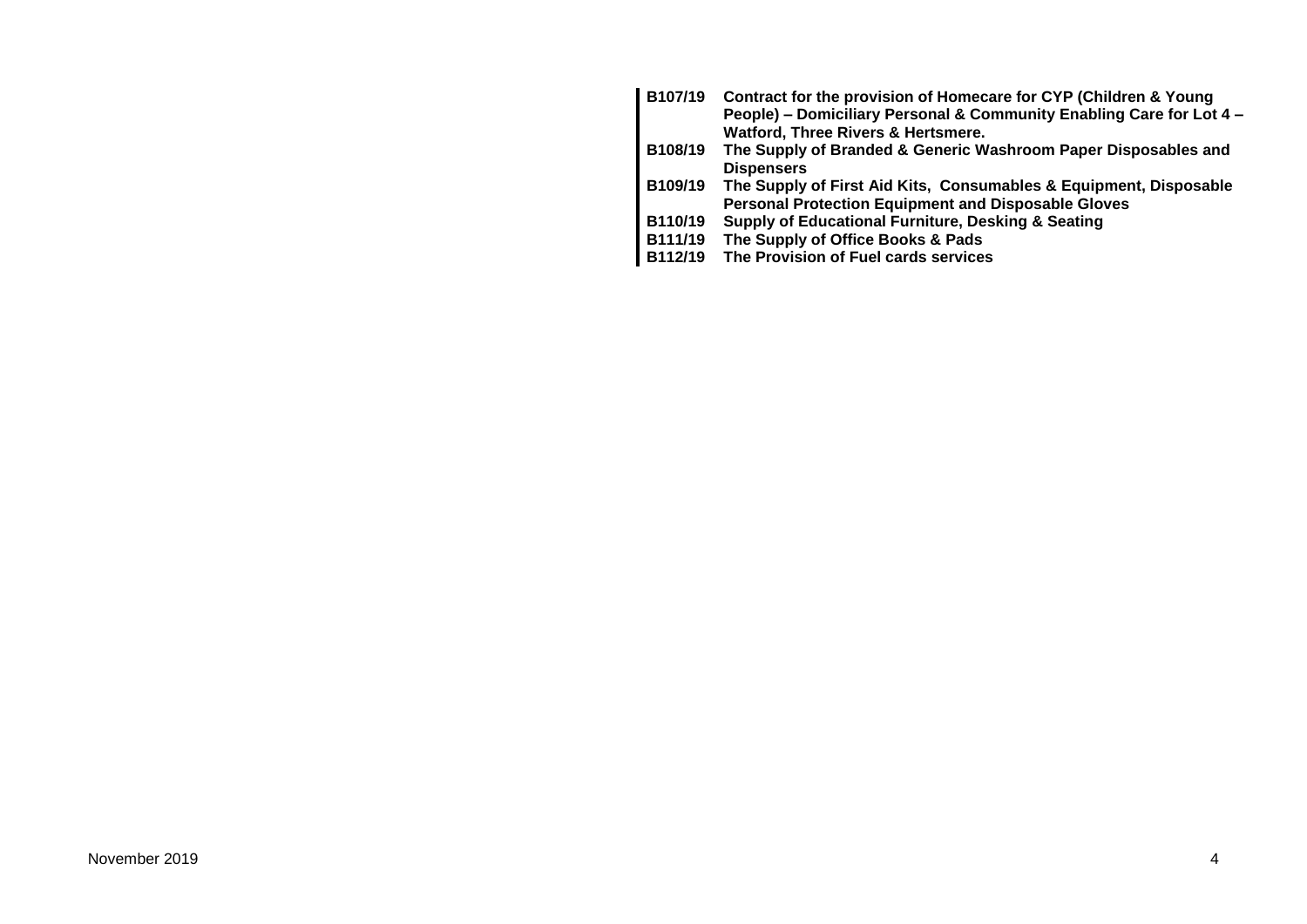| | |
|---|---|
| **B107/19** | **Contract for the provision of Homecare for CYP (Children & Young People) – Domiciliary Personal & Community Enabling Care for Lot 4 – Watford, Three Rivers & Hertsmere.** |
| **B108/19** | **The Supply of Branded & Generic Washroom Paper Disposables and Dispensers** |
| **B109/19** | **The Supply of First Aid Kits, Consumables & Equipment, Disposable Personal Protection Equipment and Disposable Gloves** |
| **B110/19** | **Supply of Educational Furniture, Desking & Seating** |
| **B111/19** | **The Supply of Office Books & Pads** |
| **B112/19** | **The Provision of Fuel cards services** |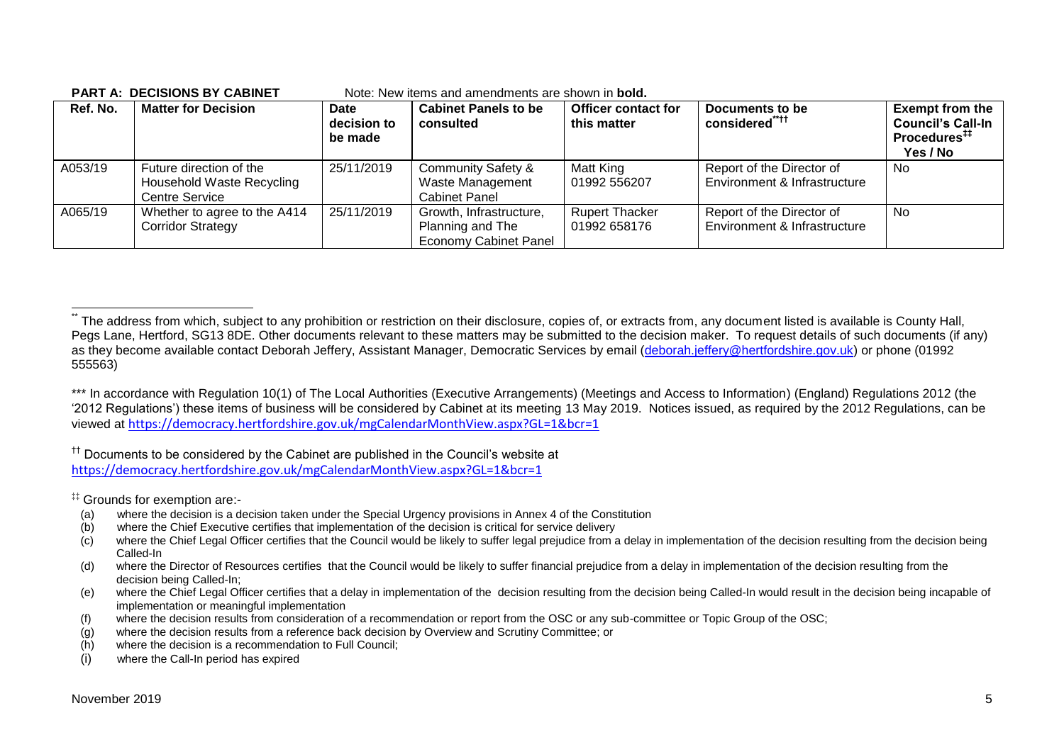**PART A: DECISIONS BY CABINET** Note: New items and amendments are shown in **bold.**

| Ref. No. | Matter for Decision | Date decision to be made | Cabinet Panels to be consulted | Officer contact for this matter | Documents to be considered[**††] | Exempt from the Council's Call-In Procedures[‡‡] Yes / No |
|---|---|---|---|---|---|---|
| A053/19 | Future direction of the Household Waste Recycling Centre Service | 25/11/2019 | Community Safety & Waste Management Cabinet Panel | Matt King 01992 556207 | Report of the Director of Environment & Infrastructure | No |
| A065/19 | Whether to agree to the A414 Corridor Strategy | 25/11/2019 | Growth, Infrastructure, Planning and The Economy Cabinet Panel | Rupert Thacker 01992 658176 | Report of the Director of Environment & Infrastructure | No |

[**] The address from which, subject to any prohibition or restriction on their disclosure, copies of, or extracts from, any document listed is available is County Hall, Pegs Lane, Hertford, SG13 8DE. Other documents relevant to these matters may be submitted to the decision maker. To request details of such documents (if any) as they become available contact Deborah Jeffery, Assistant Manager, Democratic Services by email (deborah.jeffery@hertfordshire.gov.uk) or phone (01992 555563)

*** In accordance with Regulation 10(1) of The Local Authorities (Executive Arrangements) (Meetings and Access to Information) (England) Regulations 2012 (the '2012 Regulations') these items of business will be considered by Cabinet at its meeting 13 May 2019. Notices issued, as required by the 2012 Regulations, can be viewed at https://democracy.hertfordshire.gov.uk/mgCalendarMonthView.aspx?GL=1&bcr=1

[††] Documents to be considered by the Cabinet are published in the Council's website at https://democracy.hertfordshire.gov.uk/mgCalendarMonthView.aspx?GL=1&bcr=1

[‡‡] Grounds for exemption are:-

(a) where the decision is a decision taken under the Special Urgency provisions in Annex 4 of the Constitution
(b) where the Chief Executive certifies that implementation of the decision is critical for service delivery
(c) where the Chief Legal Officer certifies that the Council would be likely to suffer legal prejudice from a delay in implementation of the decision resulting from the decision being Called-In
(d) where the Director of Resources certifies that the Council would be likely to suffer financial prejudice from a delay in implementation of the decision resulting from the decision being Called-In;
(e) where the Chief Legal Officer certifies that a delay in implementation of the decision resulting from the decision being Called-In would result in the decision being incapable of implementation or meaningful implementation
(f) where the decision results from consideration of a recommendation or report from the OSC or any sub-committee or Topic Group of the OSC;
(g) where the decision results from a reference back decision by Overview and Scrutiny Committee; or
(h) where the decision is a recommendation to Full Council;
(i) where the Call-In period has expired

November 2019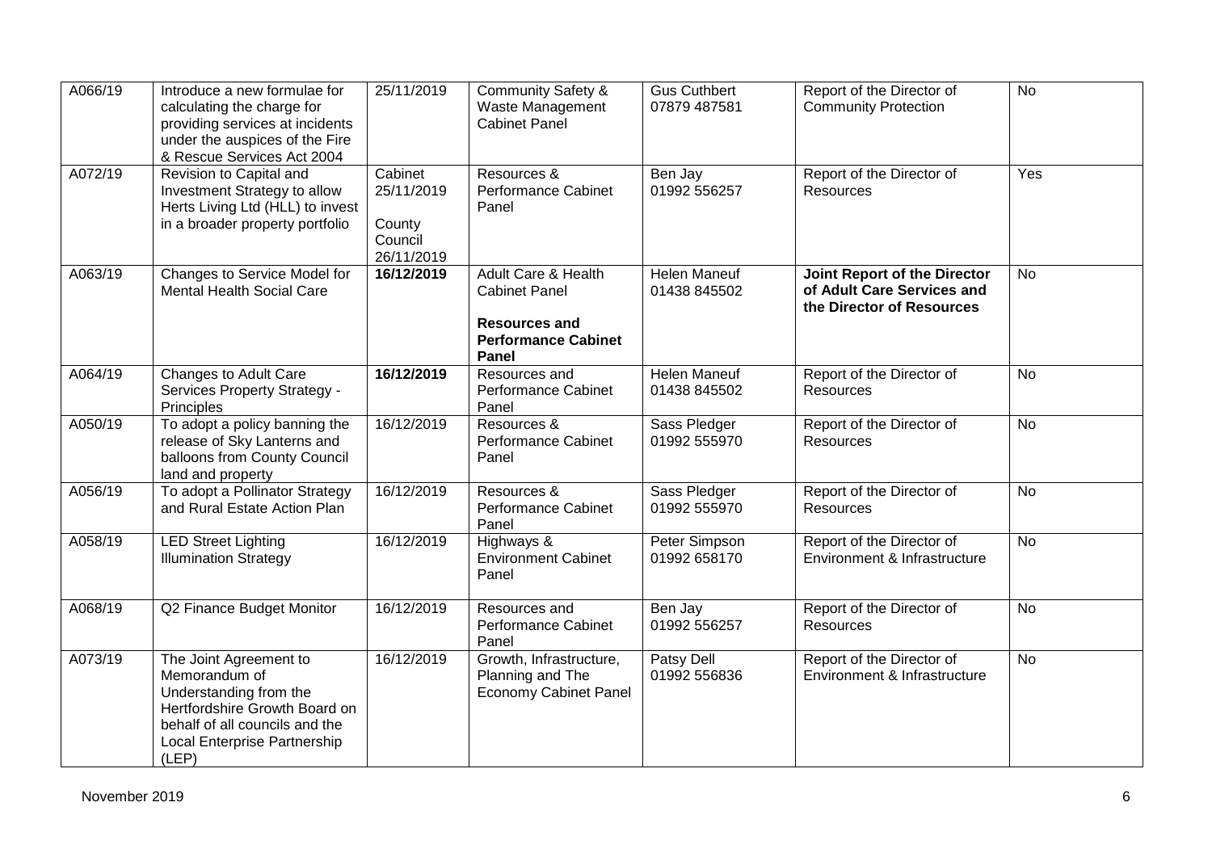| | | | | | | |
|---|---|---|---|---|---|---|
| A066/19 | Introduce a new formulae for calculating the charge for providing services at incidents under the auspices of the Fire & Rescue Services Act 2004 | 25/11/2019 | Community Safety & Waste Management Cabinet Panel | Gus Cuthbert 07879 487581 | Report of the Director of Community Protection | No |
| A072/19 | Revision to Capital and Investment Strategy to allow Herts Living Ltd (HLL) to invest in a broader property portfolio | Cabinet 25/11/2019<br><br>County Council 26/11/2019 | Resources & Performance Cabinet Panel | Ben Jay 01992 556257 | Report of the Director of Resources | Yes |
| A063/19 | Changes to Service Model for Mental Health Social Care | **16/12/2019** | Adult Care & Health Cabinet Panel<br><br>**Resources and Performance Cabinet Panel** | Helen Maneuf 01438 845502 | **Joint Report of the Director of Adult Care Services and the Director of Resources** | No |
| A064/19 | Changes to Adult Care Services Property Strategy - Principles | **16/12/2019** | Resources and Performance Cabinet Panel | Helen Maneuf 01438 845502 | Report of the Director of Resources | No |
| A050/19 | To adopt a policy banning the release of Sky Lanterns and balloons from County Council land and property | 16/12/2019 | Resources & Performance Cabinet Panel | Sass Pledger 01992 555970 | Report of the Director of Resources | No |
| A056/19 | To adopt a Pollinator Strategy and Rural Estate Action Plan | 16/12/2019 | Resources & Performance Cabinet Panel | Sass Pledger 01992 555970 | Report of the Director of Resources | No |
| A058/19 | LED Street Lighting Illumination Strategy | 16/12/2019 | Highways & Environment Cabinet Panel | Peter Simpson 01992 658170 | Report of the Director of Environment & Infrastructure | No |
| A068/19 | Q2 Finance Budget Monitor | 16/12/2019 | Resources and Performance Cabinet Panel | Ben Jay 01992 556257 | Report of the Director of Resources | No |
| A073/19 | The Joint Agreement to Memorandum of Understanding from the Hertfordshire Growth Board on behalf of all councils and the Local Enterprise Partnership (LEP) | 16/12/2019 | Growth, Infrastructure, Planning and The Economy Cabinet Panel | Patsy Dell 01992 556836 | Report of the Director of Environment & Infrastructure | No |

November 2019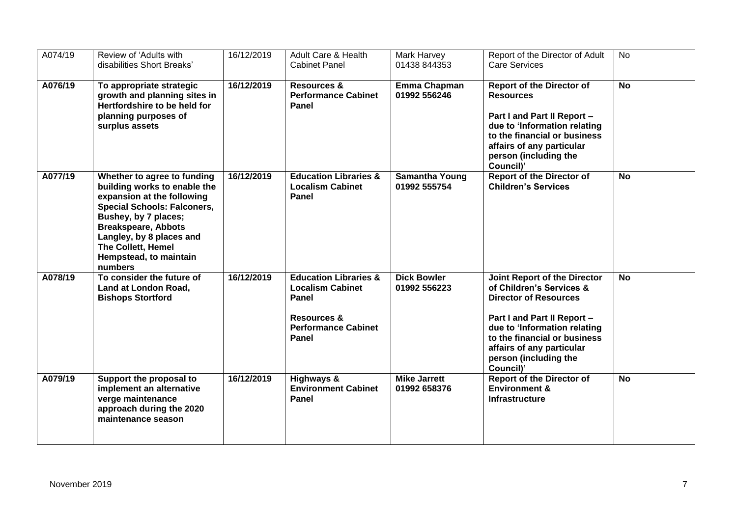| A074/19 | Review of 'Adults with disabilities Short Breaks' | 16/12/2019 | Adult Care & Health Cabinet Panel | Mark Harvey 01438 844353 | Report of the Director of Adult Care Services | No |
|---|---|---|---|---|---|---|
| **A076/19** | **To appropriate strategic growth and planning sites in Hertfordshire to be held for planning purposes of surplus assets** | **16/12/2019** | **Resources & Performance Cabinet Panel** | **Emma Chapman 01992 556246** | **Report of the Director of Resources**<br><br>**Part I and Part II Report – due to 'Information relating to the financial or business affairs of any particular person (including the Council)'** | **No** |
| **A077/19** | **Whether to agree to funding building works to enable the expansion at the following Special Schools: Falconers, Bushey, by 7 places; Breakspeare, Abbots Langley, by 8 places and The Collett, Hemel Hempstead, to maintain numbers** | **16/12/2019** | **Education Libraries & Localism Cabinet Panel** | **Samantha Young 01992 555754** | **Report of the Director of Children's Services** | **No** |
| **A078/19** | **To consider the future of Land at London Road, Bishops Stortford** | **16/12/2019** | **Education Libraries & Localism Cabinet Panel**<br><br>**Resources & Performance Cabinet Panel** | **Dick Bowler 01992 556223** | **Joint Report of the Director of Children's Services & Director of Resources**<br><br>**Part I and Part II Report – due to 'Information relating to the financial or business affairs of any particular person (including the Council)'** | **No** |
| **A079/19** | **Support the proposal to implement an alternative verge maintenance approach during the 2020 maintenance season** | **16/12/2019** | **Highways & Environment Cabinet Panel** | **Mike Jarrett 01992 658376** | **Report of the Director of Environment & Infrastructure** | **No** |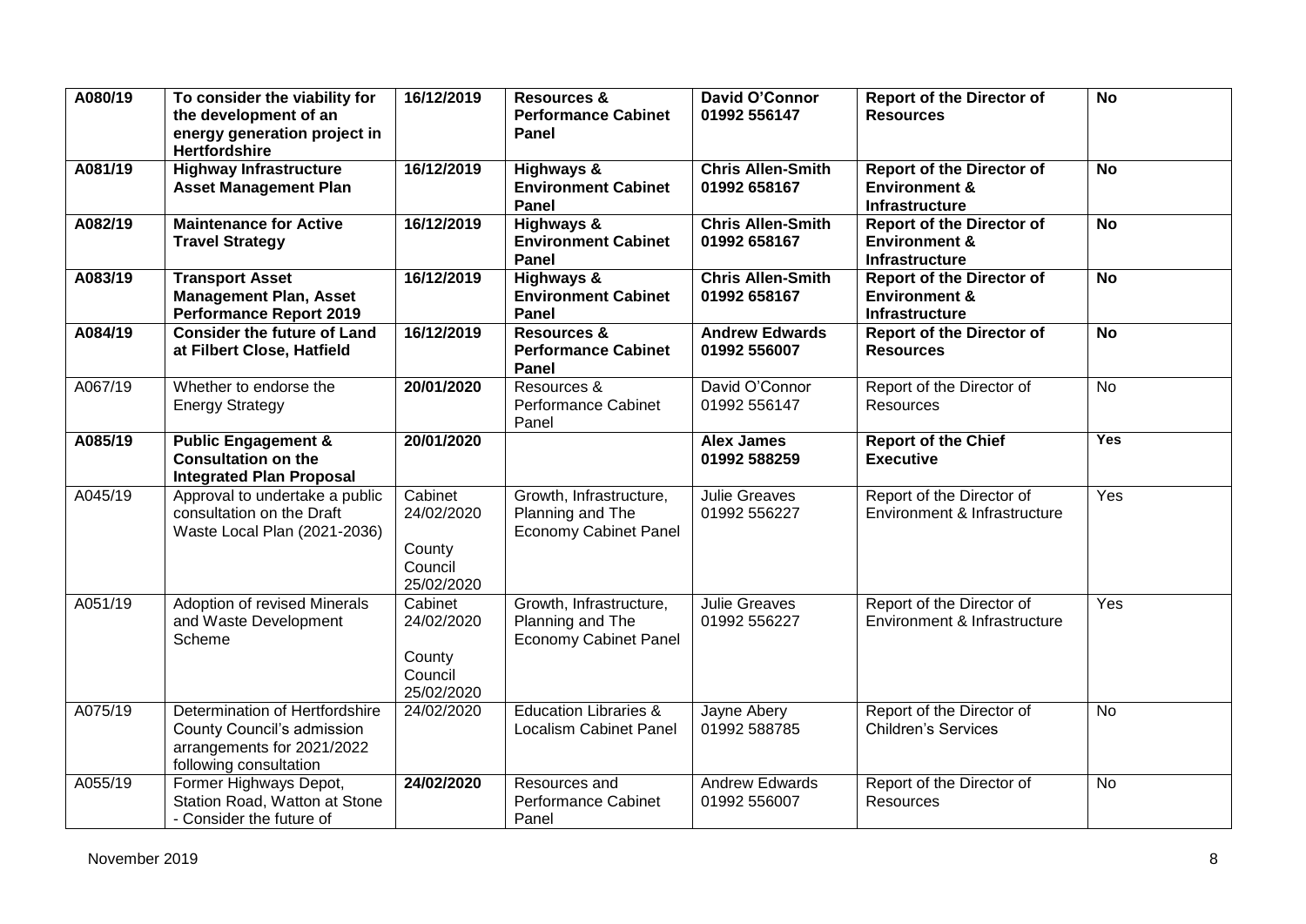| | | | | | | |
|---|---|---|---|---|---|---|
| **A080/19** | **To consider the viability for the development of an energy generation project in Hertfordshire** | **16/12/2019** | **Resources & Performance Cabinet Panel** | **David O'Connor 01992 556147** | **Report of the Director of Resources** | **No** |
| **A081/19** | **Highway Infrastructure Asset Management Plan** | **16/12/2019** | **Highways & Environment Cabinet Panel** | **Chris Allen-Smith 01992 658167** | **Report of the Director of Environment & Infrastructure** | **No** |
| **A082/19** | **Maintenance for Active Travel Strategy** | **16/12/2019** | **Highways & Environment Cabinet Panel** | **Chris Allen-Smith 01992 658167** | **Report of the Director of Environment & Infrastructure** | **No** |
| **A083/19** | **Transport Asset Management Plan, Asset Performance Report 2019** | **16/12/2019** | **Highways & Environment Cabinet Panel** | **Chris Allen-Smith 01992 658167** | **Report of the Director of Environment & Infrastructure** | **No** |
| **A084/19** | **Consider the future of Land at Filbert Close, Hatfield** | **16/12/2019** | **Resources & Performance Cabinet Panel** | **Andrew Edwards 01992 556007** | **Report of the Director of Resources** | **No** |
| A067/19 | Whether to endorse the Energy Strategy | **20/01/2020** | Resources & Performance Cabinet Panel | David O'Connor 01992 556147 | Report of the Director of Resources | No |
| **A085/19** | **Public Engagement & Consultation on the Integrated Plan Proposal** | **20/01/2020** | | **Alex James 01992 588259** | **Report of the Chief Executive** | **Yes** |
| A045/19 | Approval to undertake a public consultation on the Draft Waste Local Plan (2021-2036) | Cabinet 24/02/2020<br><br>County Council 25/02/2020 | Growth, Infrastructure, Planning and The Economy Cabinet Panel | Julie Greaves 01992 556227 | Report of the Director of Environment & Infrastructure | Yes |
| A051/19 | Adoption of revised Minerals and Waste Development Scheme | Cabinet 24/02/2020<br><br>County Council 25/02/2020 | Growth, Infrastructure, Planning and The Economy Cabinet Panel | Julie Greaves 01992 556227 | Report of the Director of Environment & Infrastructure | Yes |
| A075/19 | Determination of Hertfordshire County Council's admission arrangements for 2021/2022 following consultation | 24/02/2020 | Education Libraries & Localism Cabinet Panel | Jayne Abery 01992 588785 | Report of the Director of Children's Services | No |
| A055/19 | Former Highways Depot, Station Road, Watton at Stone - Consider the future of | **24/02/2020** | Resources and Performance Cabinet Panel | Andrew Edwards 01992 556007 | Report of the Director of Resources | No |

November 2019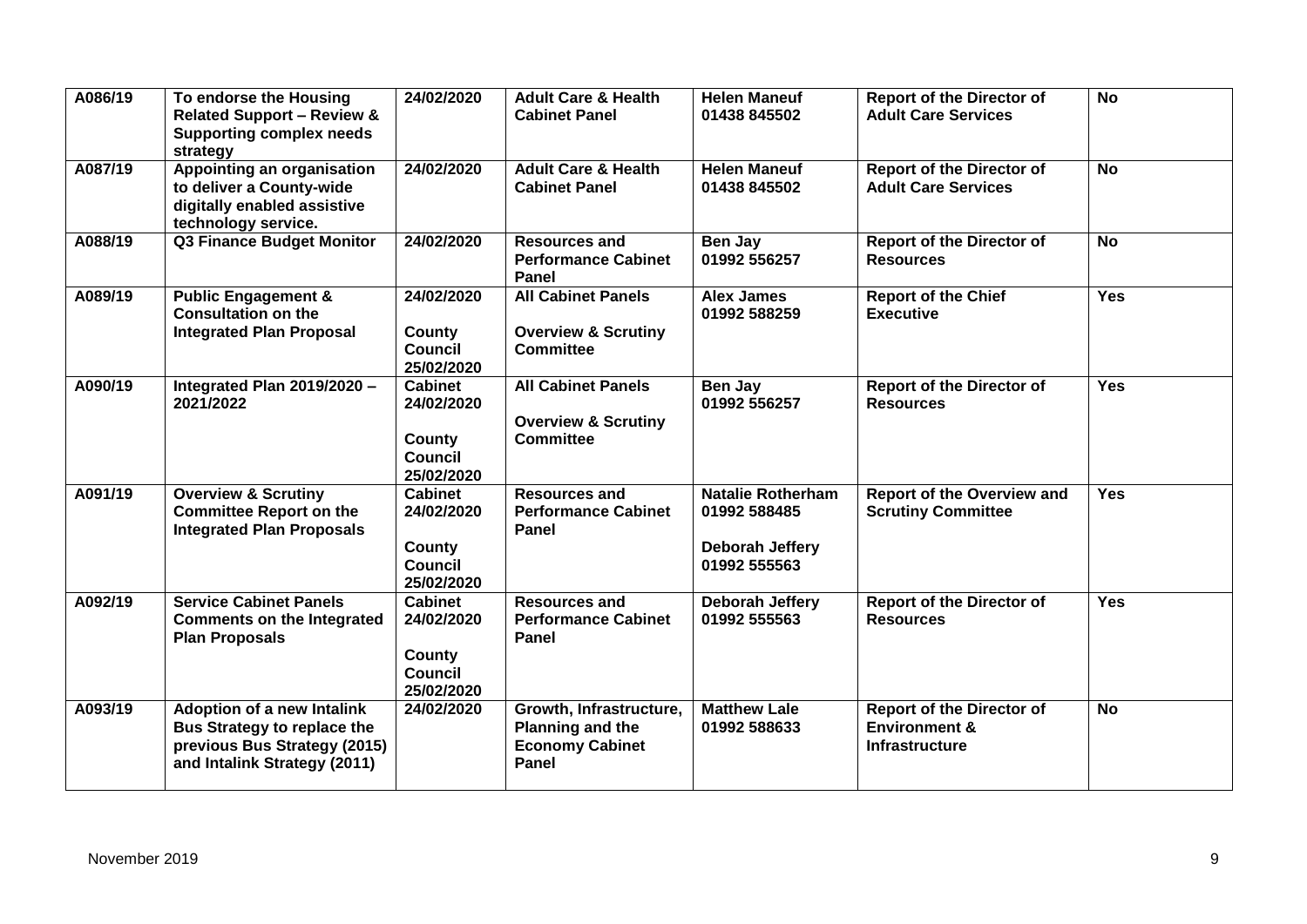| | | | | | | |
|---|---|---|---|---|---|---|
| A086/19 | **To endorse the Housing Related Support – Review & Supporting complex needs strategy** | **24/02/2020** | **Adult Care & Health Cabinet Panel** | **Helen Maneuf 01438 845502** | **Report of the Director of Adult Care Services** | **No** |
| A087/19 | **Appointing an organisation to deliver a County-wide digitally enabled assistive technology service.** | **24/02/2020** | **Adult Care & Health Cabinet Panel** | **Helen Maneuf 01438 845502** | **Report of the Director of Adult Care Services** | **No** |
| A088/19 | **Q3 Finance Budget Monitor** | **24/02/2020** | **Resources and Performance Cabinet Panel** | **Ben Jay 01992 556257** | **Report of the Director of Resources** | **No** |
| A089/19 | **Public Engagement & Consultation on the Integrated Plan Proposal** | **24/02/2020**<br><br>**County Council 25/02/2020** | **All Cabinet Panels**<br><br>**Overview & Scrutiny Committee** | **Alex James 01992 588259** | **Report of the Chief Executive** | **Yes** |
| A090/19 | **Integrated Plan 2019/2020 – 2021/2022** | **Cabinet 24/02/2020**<br><br>**County Council 25/02/2020** | **All Cabinet Panels**<br><br>**Overview & Scrutiny Committee** | **Ben Jay 01992 556257** | **Report of the Director of Resources** | **Yes** |
| A091/19 | **Overview & Scrutiny Committee Report on the Integrated Plan Proposals** | **Cabinet 24/02/2020**<br><br>**County Council 25/02/2020** | **Resources and Performance Cabinet Panel** | **Natalie Rotherham 01992 588485**<br><br>**Deborah Jeffery 01992 555563** | **Report of the Overview and Scrutiny Committee** | **Yes** |
| A092/19 | **Service Cabinet Panels Comments on the Integrated Plan Proposals** | **Cabinet 24/02/2020**<br><br>**County Council 25/02/2020** | **Resources and Performance Cabinet Panel** | **Deborah Jeffery 01992 555563** | **Report of the Director of Resources** | **Yes** |
| A093/19 | **Adoption of a new Intalink Bus Strategy to replace the previous Bus Strategy (2015) and Intalink Strategy (2011)** | **24/02/2020** | **Growth, Infrastructure, Planning and the Economy Cabinet Panel** | **Matthew Lale 01992 588633** | **Report of the Director of Environment & Infrastructure** | **No** |

November 2019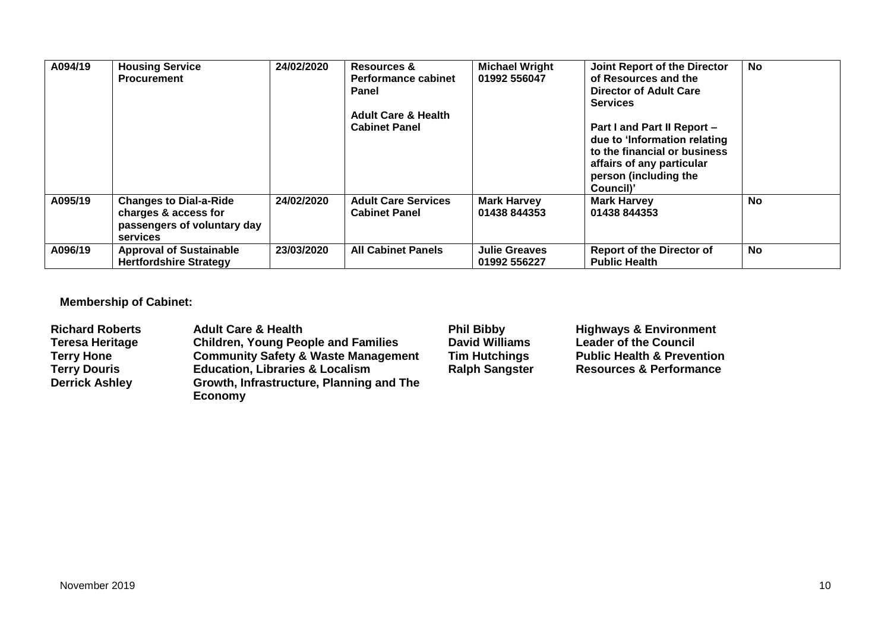| A094/19 | Housing Service Procurement | 24/02/2020 | Resources & Performance cabinet Panel<br><br>Adult Care & Health Cabinet Panel | Michael Wright 01992 556047 | Joint Report of the Director of Resources and the Director of Adult Care Services<br><br>Part I and Part II Report – due to 'Information relating to the financial or business affairs of any particular person (including the Council)' | No |
|---|---|---|---|---|---|---|
| A095/19 | Changes to Dial-a-Ride charges & access for passengers of voluntary day services | 24/02/2020 | Adult Care Services Cabinet Panel | Mark Harvey 01438 844353 | Mark Harvey 01438 844353 | No |
| A096/19 | Approval of Sustainable Hertfordshire Strategy | 23/03/2020 | All Cabinet Panels | Julie Greaves 01992 556227 | Report of the Director of Public Health | No |

**Membership of Cabinet:**

| | | | |
|---|---|---|---|
| **Richard Roberts** | **Adult Care & Health** | **Phil Bibby** | **Highways & Environment** |
| **Teresa Heritage** | **Children, Young People and Families** | **David Williams** | **Leader of the Council** |
| **Terry Hone** | **Community Safety & Waste Management** | **Tim Hutchings** | **Public Health & Prevention** |
| **Terry Douris** | **Education, Libraries & Localism** | **Ralph Sangster** | **Resources & Performance** |
| **Derrick Ashley** | **Growth, Infrastructure, Planning and The Economy** | | |

November 2019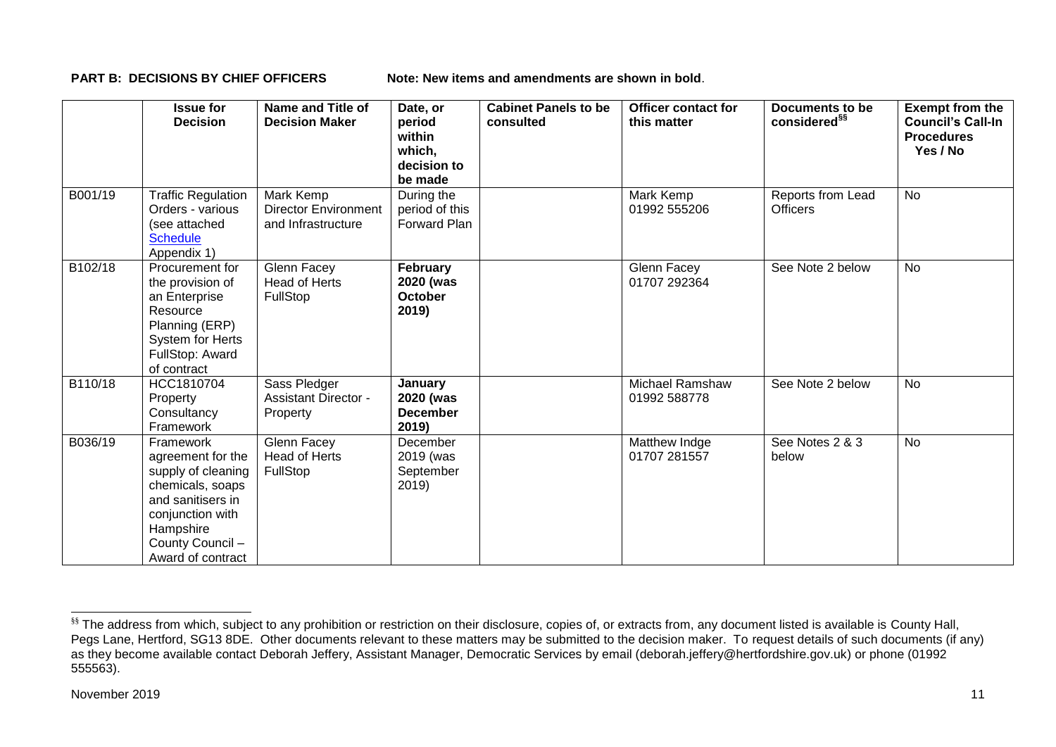**PART B: DECISIONS BY CHIEF OFFICERS** Note: New items and amendments are shown in **bold**.

| | Issue for Decision | Name and Title of Decision Maker | Date, or period within which, decision to be made | Cabinet Panels to be consulted | Officer contact for this matter | Documents to be considered[§§] | Exempt from the Council's Call-In Procedures Yes / No |
|---|---|---|---|---|---|---|---|
| B001/19 | Traffic Regulation Orders - various (see attached Schedule Appendix 1) | Mark Kemp Director Environment and Infrastructure | During the period of this Forward Plan | | Mark Kemp 01992 555206 | Reports from Lead Officers | No |
| B102/18 | Procurement for the provision of an Enterprise Resource Planning (ERP) System for Herts FullStop: Award of contract | Glenn Facey Head of Herts FullStop | **February 2020 (was October 2019)** | | Glenn Facey 01707 292364 | See Note 2 below | No |
| B110/18 | HCC1810704 Property Consultancy Framework | Sass Pledger Assistant Director - Property | **January 2020 (was December 2019)** | | Michael Ramshaw 01992 588778 | See Note 2 below | No |
| B036/19 | Framework agreement for the supply of cleaning chemicals, soaps and sanitisers in conjunction with Hampshire County Council – Award of contract | Glenn Facey Head of Herts FullStop | December 2019 (was September 2019) | | Matthew Indge 01707 281557 | See Notes 2 & 3 below | No |

[§§] The address from which, subject to any prohibition or restriction on their disclosure, copies of, or extracts from, any document listed is available is County Hall, Pegs Lane, Hertford, SG13 8DE. Other documents relevant to these matters may be submitted to the decision maker. To request details of such documents (if any) as they become available contact Deborah Jeffery, Assistant Manager, Democratic Services by email (deborah.jeffery@hertfordshire.gov.uk) or phone (01992 555563).

November 2019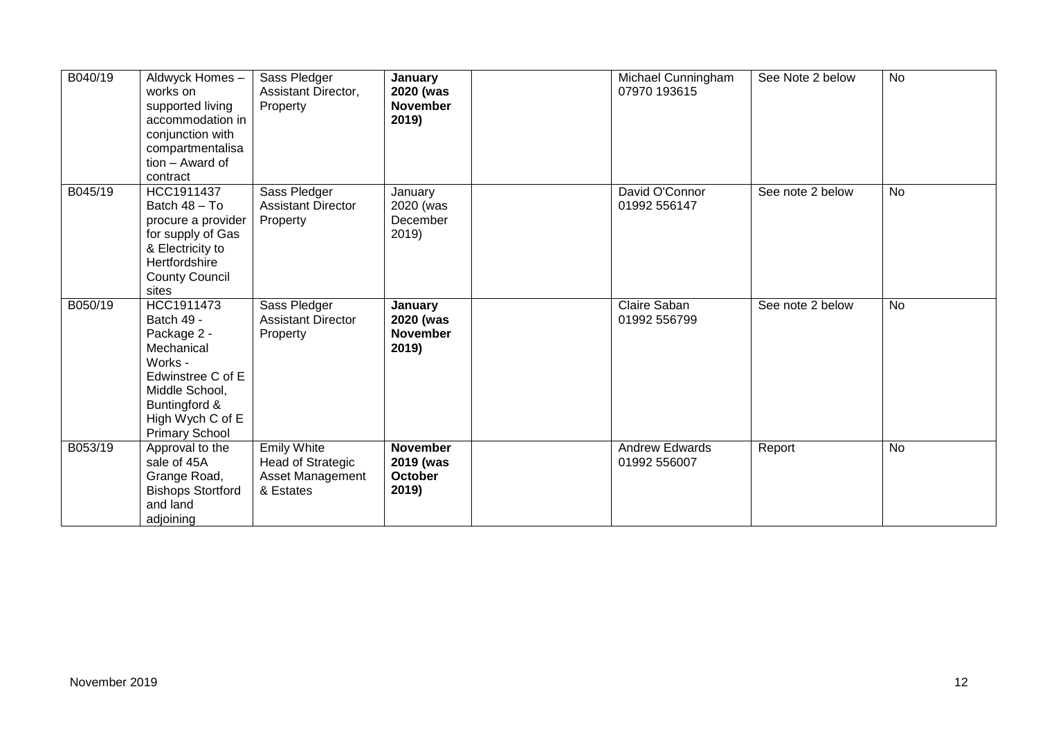| | | | | | | | |
|---|---|---|---|---|---|---|---|
| B040/19 | Aldwyck Homes – works on supported living accommodation in conjunction with compartmentalisation – Award of contract | Sass Pledger Assistant Director, Property | **January 2020 (was November 2019)** | | Michael Cunningham 07970 193615 | See Note 2 below | No |
| B045/19 | HCC1911437 Batch 48 – To procure a provider for supply of Gas & Electricity to Hertfordshire County Council sites | Sass Pledger Assistant Director Property | January 2020 (was December 2019) | | David O'Connor 01992 556147 | See note 2 below | No |
| B050/19 | HCC1911473 Batch 49 - Package 2 - Mechanical Works - Edwinstree C of E Middle School, Buntingford & High Wych C of E Primary School | Sass Pledger Assistant Director Property | **January 2020 (was November 2019)** | | Claire Saban 01992 556799 | See note 2 below | No |
| B053/19 | Approval to the sale of 45A Grange Road, Bishops Stortford and land adjoining | Emily White Head of Strategic Asset Management & Estates | **November 2019 (was October 2019)** | | Andrew Edwards 01992 556007 | Report | No |

November 2019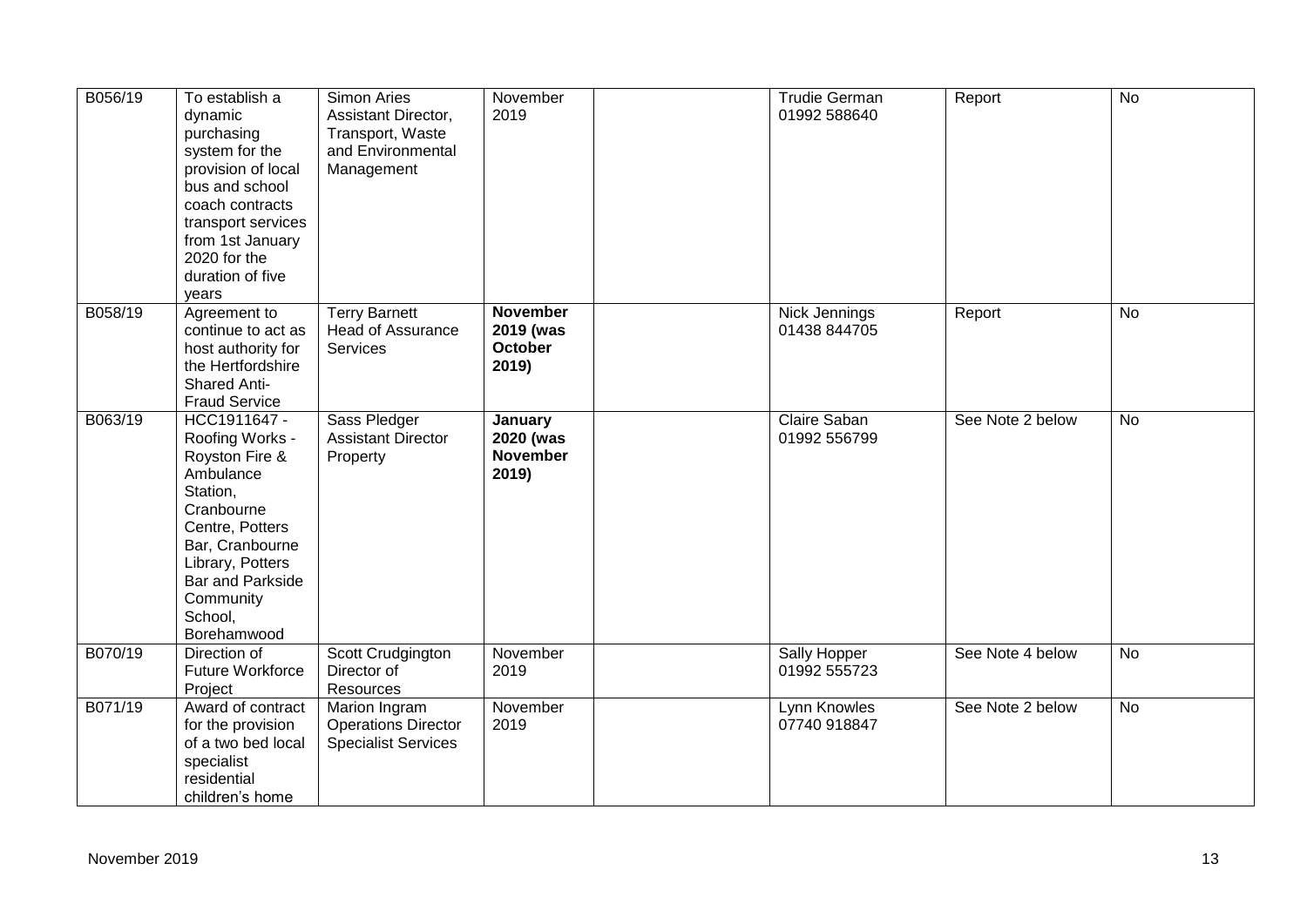| | | | | | | | |
|---|---|---|---|---|---|---|---|
| B056/19 | To establish a dynamic purchasing system for the provision of local bus and school coach contracts transport services from 1st January 2020 for the duration of five years | Simon Aries Assistant Director, Transport, Waste and Environmental Management | November 2019 | | Trudie German 01992 588640 | Report | No |
| B058/19 | Agreement to continue to act as host authority for the Hertfordshire Shared Anti-Fraud Service | Terry Barnett Head of Assurance Services | **November 2019 (was October 2019)** | | Nick Jennings 01438 844705 | Report | No |
| B063/19 | HCC1911647 - Roofing Works - Royston Fire & Ambulance Station, Cranbourne Centre, Potters Bar, Cranbourne Library, Potters Bar and Parkside Community School, Borehamwood | Sass Pledger Assistant Director Property | **January 2020 (was November 2019)** | | Claire Saban 01992 556799 | See Note 2 below | No |
| B070/19 | Direction of Future Workforce Project | Scott Crudgington Director of Resources | November 2019 | | Sally Hopper 01992 555723 | See Note 4 below | No |
| B071/19 | Award of contract for the provision of a two bed local specialist residential children's home | Marion Ingram Operations Director Specialist Services | November 2019 | | Lynn Knowles 07740 918847 | See Note 2 below | No |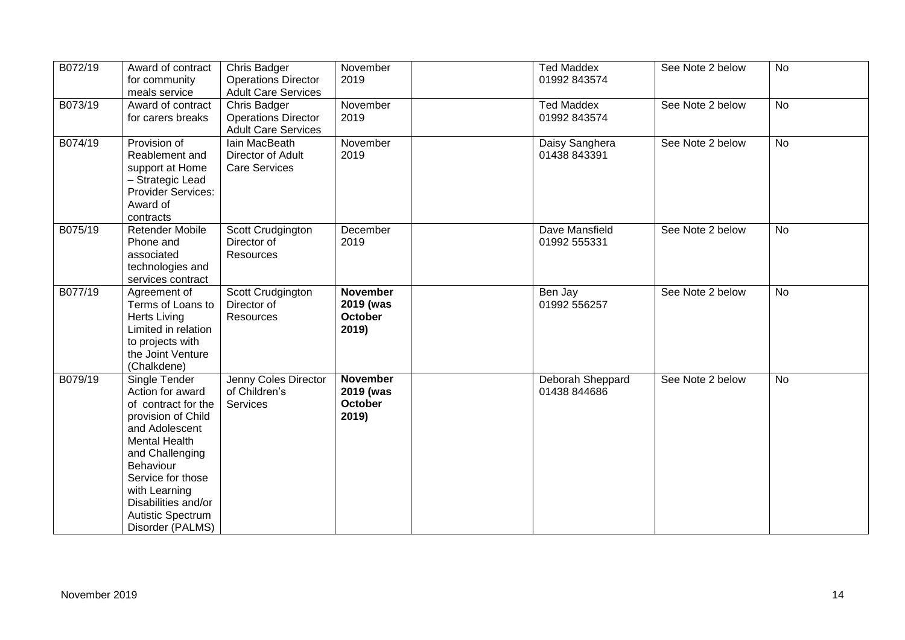| B072/19 | Award of contract for community meals service | Chris Badger Operations Director Adult Care Services | November 2019 | | Ted Maddex 01992 843574 | See Note 2 below | No |
|---|---|---|---|---|---|---|---|
| B073/19 | Award of contract for carers breaks | Chris Badger Operations Director Adult Care Services | November 2019 | | Ted Maddex 01992 843574 | See Note 2 below | No |
| B074/19 | Provision of Reablement and support at Home – Strategic Lead Provider Services: Award of contracts | Iain MacBeath Director of Adult Care Services | November 2019 | | Daisy Sanghera 01438 843391 | See Note 2 below | No |
| B075/19 | Retender Mobile Phone and associated technologies and services contract | Scott Crudgington Director of Resources | December 2019 | | Dave Mansfield 01992 555331 | See Note 2 below | No |
| B077/19 | Agreement of Terms of Loans to Herts Living Limited in relation to projects with the Joint Venture (Chalkdene) | Scott Crudgington Director of Resources | **November 2019 (was October 2019)** | | Ben Jay 01992 556257 | See Note 2 below | No |
| B079/19 | Single Tender Action for award of contract for the provision of Child and Adolescent Mental Health and Challenging Behaviour Service for those with Learning Disabilities and/or Autistic Spectrum Disorder (PALMS) | Jenny Coles Director of Children's Services | **November 2019 (was October 2019)** | | Deborah Sheppard 01438 844686 | See Note 2 below | No |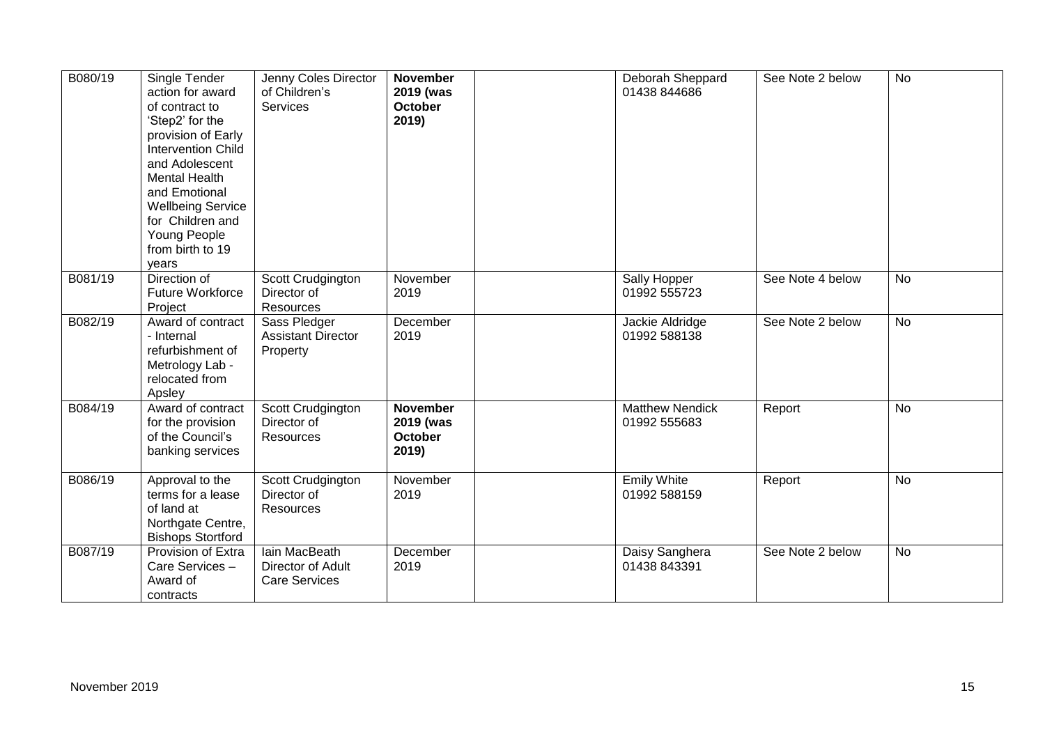| B080/19 | Single Tender action for award of contract to 'Step2' for the provision of Early Intervention Child and Adolescent Mental Health and Emotional Wellbeing Service for Children and Young People from birth to 19 years | Jenny Coles Director of Children's Services | **November 2019 (was October 2019)** | | Deborah Sheppard 01438 844686 | See Note 2 below | No |
|---|---|---|---|---|---|---|---|
| B081/19 | Direction of Future Workforce Project | Scott Crudgington Director of Resources | November 2019 | | Sally Hopper 01992 555723 | See Note 4 below | No |
| B082/19 | Award of contract - Internal refurbishment of Metrology Lab - relocated from Apsley | Sass Pledger Assistant Director Property | December 2019 | | Jackie Aldridge 01992 588138 | See Note 2 below | No |
| B084/19 | Award of contract for the provision of the Council's banking services | Scott Crudgington Director of Resources | **November 2019 (was October 2019)** | | Matthew Nendick 01992 555683 | Report | No |
| B086/19 | Approval to the terms for a lease of land at Northgate Centre, Bishops Stortford | Scott Crudgington Director of Resources | November 2019 | | Emily White 01992 588159 | Report | No |
| B087/19 | Provision of Extra Care Services – Award of contracts | Iain MacBeath Director of Adult Care Services | December 2019 | | Daisy Sanghera 01438 843391 | See Note 2 below | No |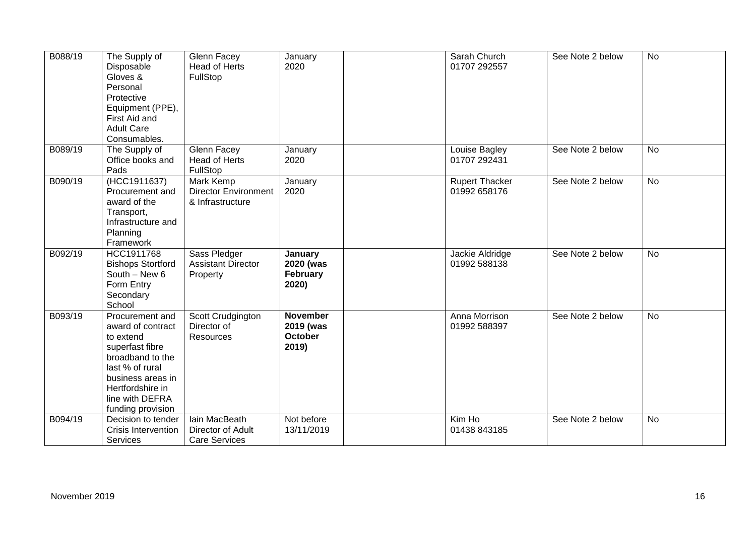| | | | | | | | |
|---|---|---|---|---|---|---|---|
| B088/19 | The Supply of Disposable Gloves & Personal Protective Equipment (PPE), First Aid and Adult Care Consumables. | Glenn Facey Head of Herts FullStop | January 2020 | | Sarah Church 01707 292557 | See Note 2 below | No |
| B089/19 | The Supply of Office books and Pads | Glenn Facey Head of Herts FullStop | January 2020 | | Louise Bagley 01707 292431 | See Note 2 below | No |
| B090/19 | (HCC1911637) Procurement and award of the Transport, Infrastructure and Planning Framework | Mark Kemp Director Environment & Infrastructure | January 2020 | | Rupert Thacker 01992 658176 | See Note 2 below | No |
| B092/19 | HCC1911768 Bishops Stortford South – New 6 Form Entry Secondary School | Sass Pledger Assistant Director Property | **January 2020 (was February 2020)** | | Jackie Aldridge 01992 588138 | See Note 2 below | No |
| B093/19 | Procurement and award of contract to extend superfast fibre broadband to the last % of rural business areas in Hertfordshire in line with DEFRA funding provision | Scott Crudgington Director of Resources | **November 2019 (was October 2019)** | | Anna Morrison 01992 588397 | See Note 2 below | No |
| B094/19 | Decision to tender Crisis Intervention Services | Iain MacBeath Director of Adult Care Services | Not before 13/11/2019 | | Kim Ho 01438 843185 | See Note 2 below | No |

November 2019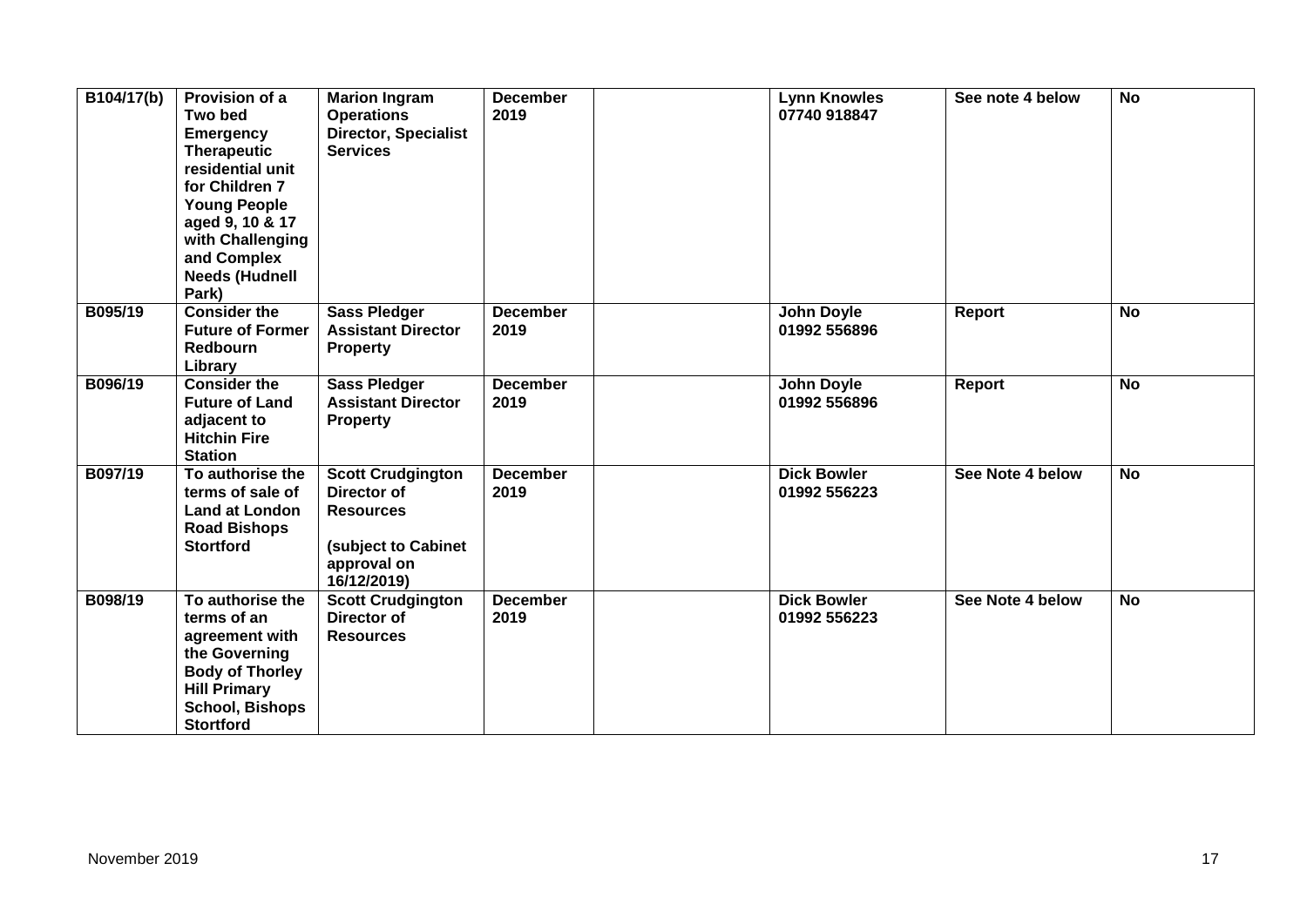| | | | | | | | |
|---|---|---|---|---|---|---|---|
| **B104/17(b)** | **Provision of a Two bed Emergency Therapeutic residential unit for Children 7 Young People aged 9, 10 & 17 with Challenging and Complex Needs (Hudnell Park)** | **Marion Ingram Operations Director, Specialist Services** | **December 2019** | | **Lynn Knowles 07740 918847** | **See note 4 below** | **No** |
| **B095/19** | **Consider the Future of Former Redbourn Library** | **Sass Pledger Assistant Director Property** | **December 2019** | | **John Doyle 01992 556896** | **Report** | **No** |
| **B096/19** | **Consider the Future of Land adjacent to Hitchin Fire Station** | **Sass Pledger Assistant Director Property** | **December 2019** | | **John Doyle 01992 556896** | **Report** | **No** |
| **B097/19** | **To authorise the terms of sale of Land at London Road Bishops Stortford** | **Scott Crudgington Director of Resources (subject to Cabinet approval on 16/12/2019)** | **December 2019** | | **Dick Bowler 01992 556223** | **See Note 4 below** | **No** |
| **B098/19** | **To authorise the terms of an agreement with the Governing Body of Thorley Hill Primary School, Bishops Stortford** | **Scott Crudgington Director of Resources** | **December 2019** | | **Dick Bowler 01992 556223** | **See Note 4 below** | **No** |

November 2019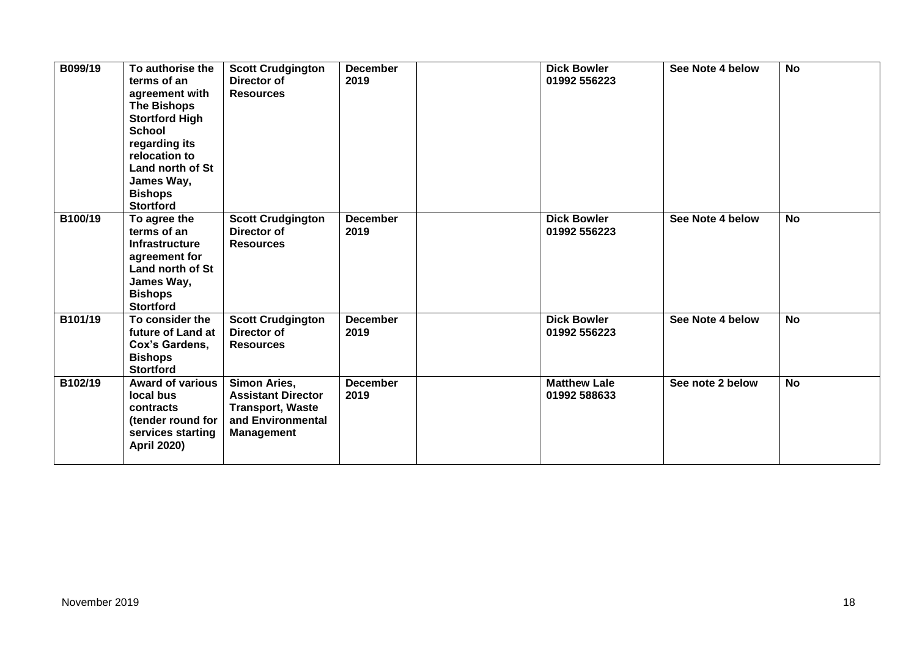| | | | | | | | |
|---|---|---|---|---|---|---|---|
| **B099/19** | **To authorise the terms of an agreement with The Bishops Stortford High School regarding its relocation to Land north of St James Way, Bishops Stortford** | **Scott Crudgington Director of Resources** | **December 2019** | | **Dick Bowler 01992 556223** | **See Note 4 below** | **No** |
| **B100/19** | **To agree the terms of an Infrastructure agreement for Land north of St James Way, Bishops Stortford** | **Scott Crudgington Director of Resources** | **December 2019** | | **Dick Bowler 01992 556223** | **See Note 4 below** | **No** |
| **B101/19** | **To consider the future of Land at Cox's Gardens, Bishops Stortford** | **Scott Crudgington Director of Resources** | **December 2019** | | **Dick Bowler 01992 556223** | **See Note 4 below** | **No** |
| **B102/19** | **Award of various local bus contracts (tender round for services starting April 2020)** | **Simon Aries, Assistant Director Transport, Waste and Environmental Management** | **December 2019** | | **Matthew Lale 01992 588633** | **See note 2 below** | **No** |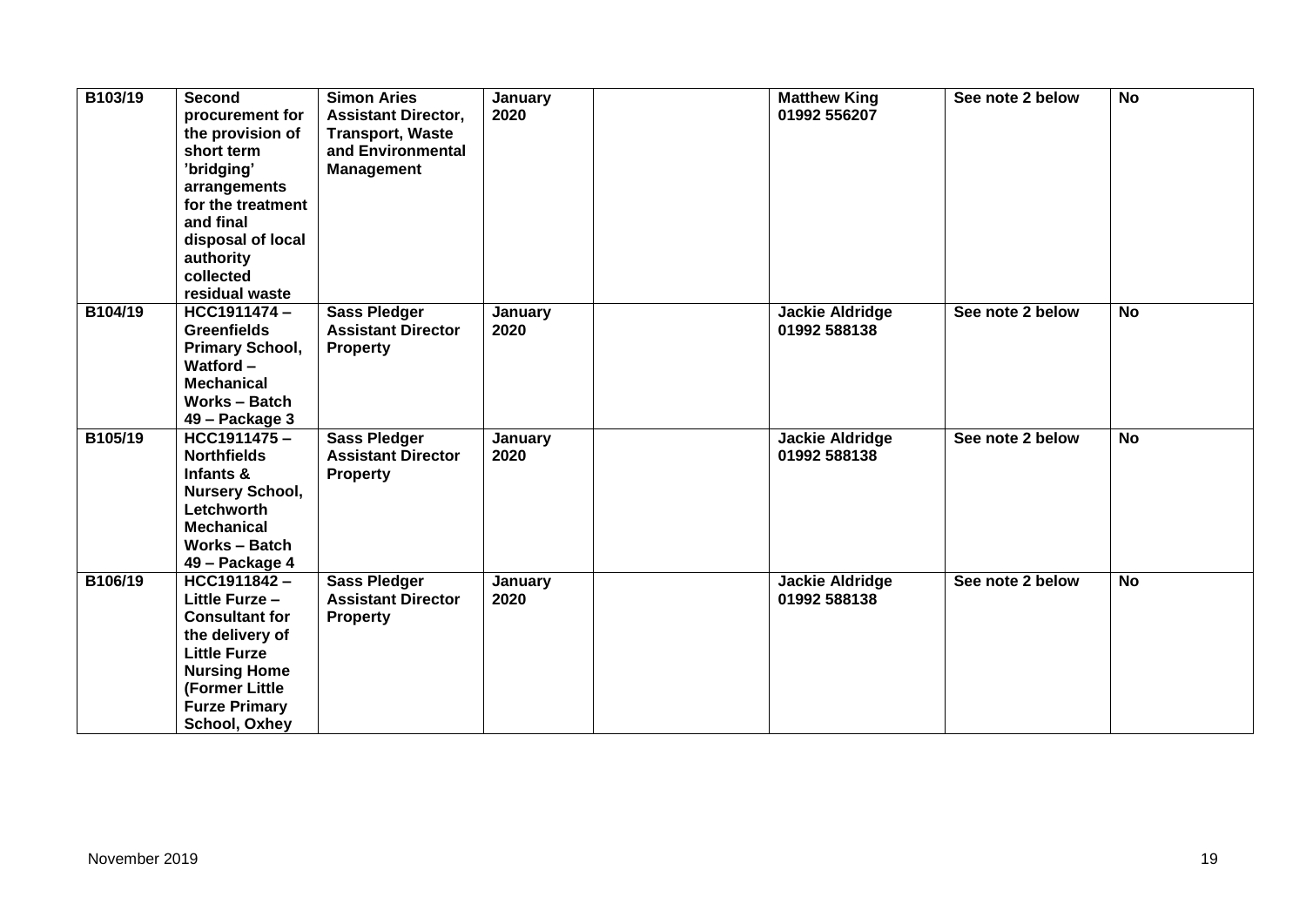| B103/19 | Second procurement for the provision of short term 'bridging' arrangements for the treatment and final disposal of local authority collected residual waste | Simon Aries Assistant Director, Transport, Waste and Environmental Management | January 2020 | | Matthew King 01992 556207 | See note 2 below | No |
|---|---|---|---|---|---|---|---|
| B104/19 | HCC1911474 – Greenfields Primary School, Watford – Mechanical Works – Batch 49 – Package 3 | Sass Pledger Assistant Director Property | January 2020 | | Jackie Aldridge 01992 588138 | See note 2 below | No |
| B105/19 | HCC1911475 – Northfields Infants & Nursery School, Letchworth Mechanical Works – Batch 49 – Package 4 | Sass Pledger Assistant Director Property | January 2020 | | Jackie Aldridge 01992 588138 | See note 2 below | No |
| B106/19 | HCC1911842 – Little Furze – Consultant for the delivery of Little Furze Nursing Home (Former Little Furze Primary School, Oxhey | Sass Pledger Assistant Director Property | January 2020 | | Jackie Aldridge 01992 588138 | See note 2 below | No |

November 2019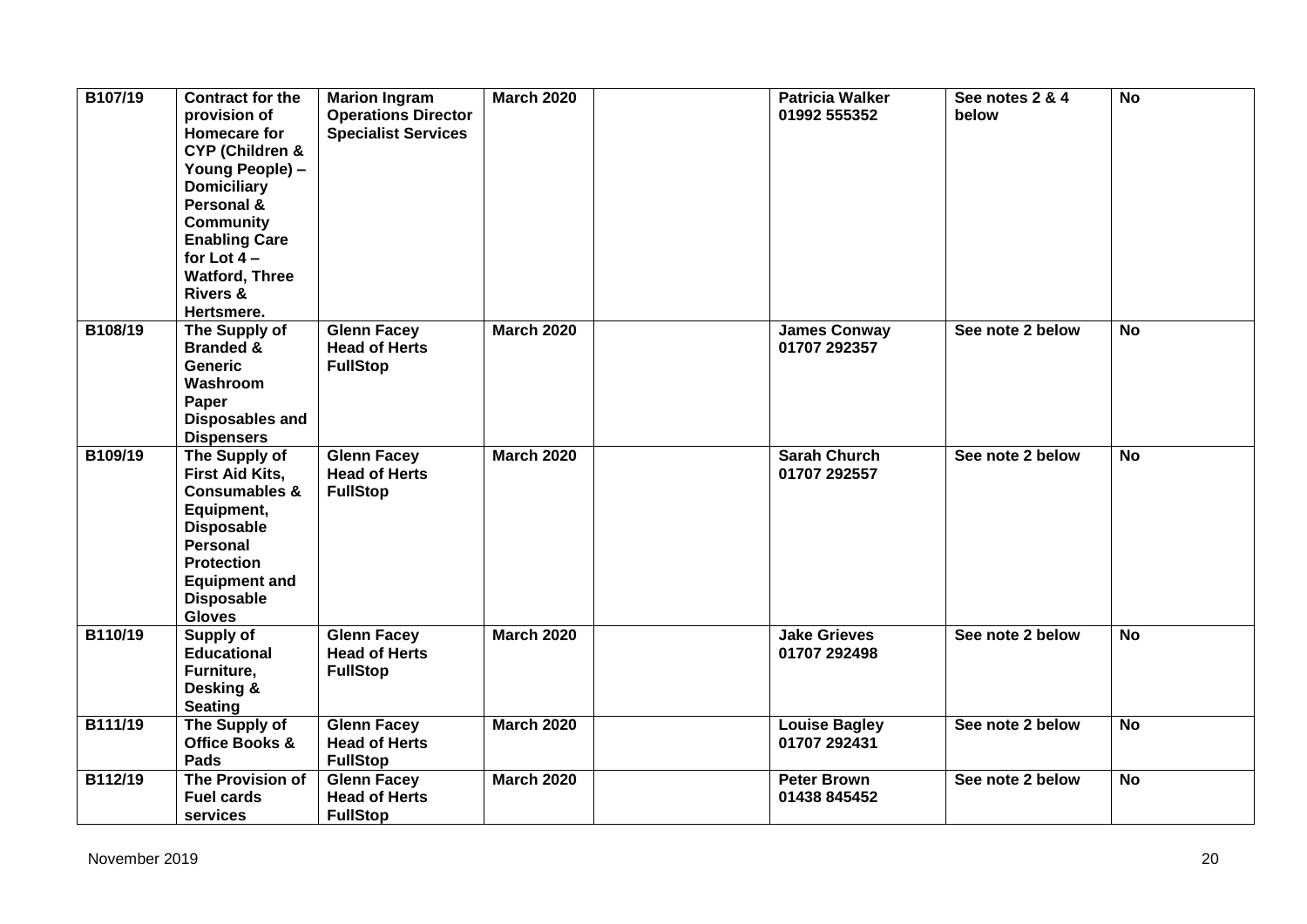| B107/19 | Contract for the provision of Homecare for CYP (Children & Young People) – Domiciliary Personal & Community Enabling Care for Lot 4 – Watford, Three Rivers & Hertsmere. | Marion Ingram Operations Director Specialist Services | March 2020 | | Patricia Walker 01992 555352 | See notes 2 & 4 below | No |
|---|---|---|---|---|---|---|---|
| B108/19 | The Supply of Branded & Generic Washroom Paper Disposables and Dispensers | Glenn Facey Head of Herts FullStop | March 2020 | | James Conway 01707 292357 | See note 2 below | No |
| B109/19 | The Supply of First Aid Kits, Consumables & Equipment, Disposable Personal Protection Equipment and Disposable Gloves | Glenn Facey Head of Herts FullStop | March 2020 | | Sarah Church 01707 292557 | See note 2 below | No |
| B110/19 | Supply of Educational Furniture, Desking & Seating | Glenn Facey Head of Herts FullStop | March 2020 | | Jake Grieves 01707 292498 | See note 2 below | No |
| B111/19 | The Supply of Office Books & Pads | Glenn Facey Head of Herts FullStop | March 2020 | | Louise Bagley 01707 292431 | See note 2 below | No |
| B112/19 | The Provision of Fuel cards services | Glenn Facey Head of Herts FullStop | March 2020 | | Peter Brown 01438 845452 | See note 2 below | No |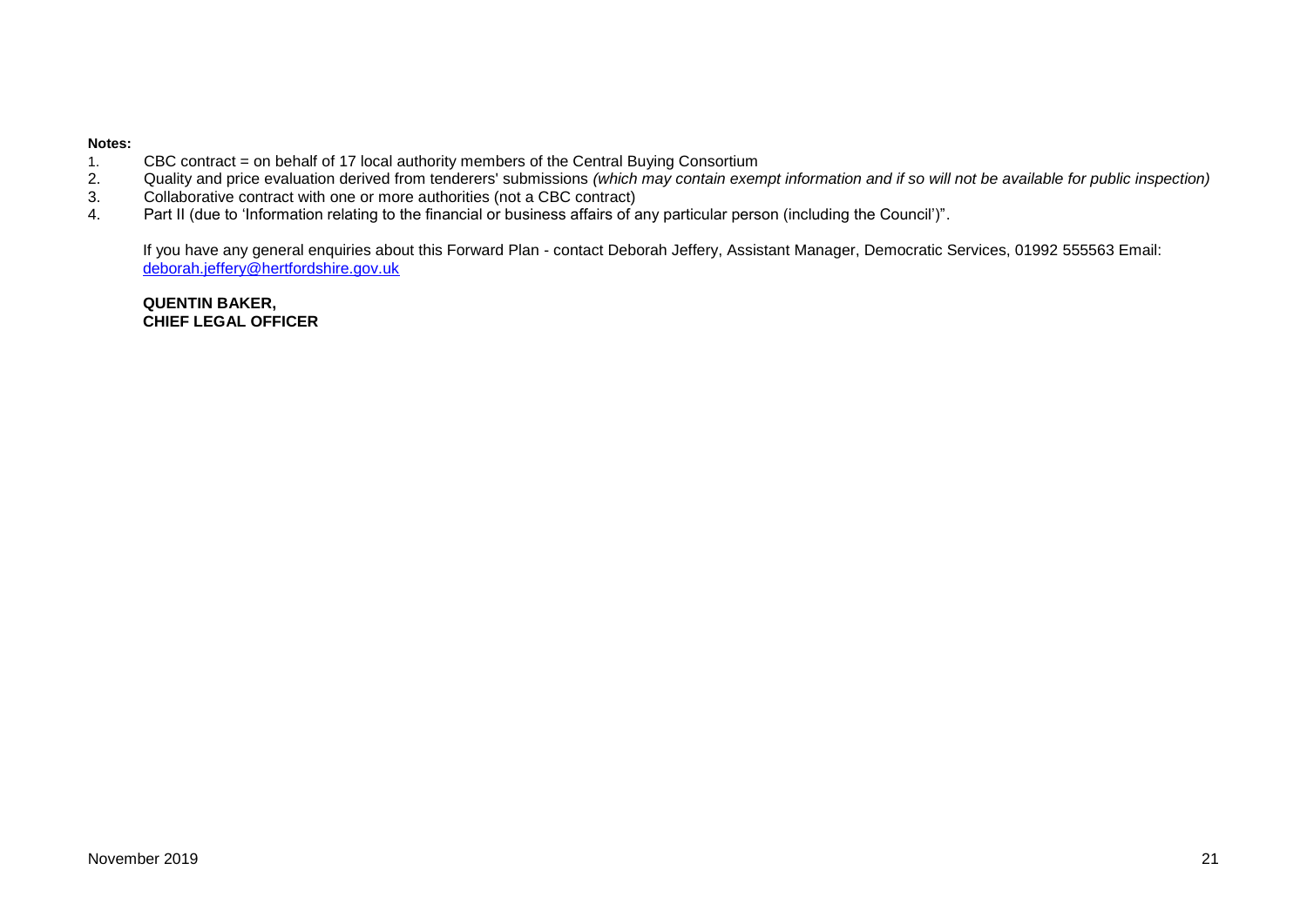**Notes:**

1. CBC contract = on behalf of 17 local authority members of the Central Buying Consortium
2. Quality and price evaluation derived from tenderers' submissions *(which may contain exempt information and if so will not be available for public inspection)*
3. Collaborative contract with one or more authorities (not a CBC contract)
4. Part II (due to 'Information relating to the financial or business affairs of any particular person (including the Council')".

If you have any general enquiries about this Forward Plan - contact Deborah Jeffery, Assistant Manager, Democratic Services, 01992 555563 Email: [deborah.jeffery@hertfordshire.gov.uk](mailto:deborah.jeffery@hertfordshire.gov.uk)

**QUENTIN BAKER,**
**CHIEF LEGAL OFFICER**

November 2019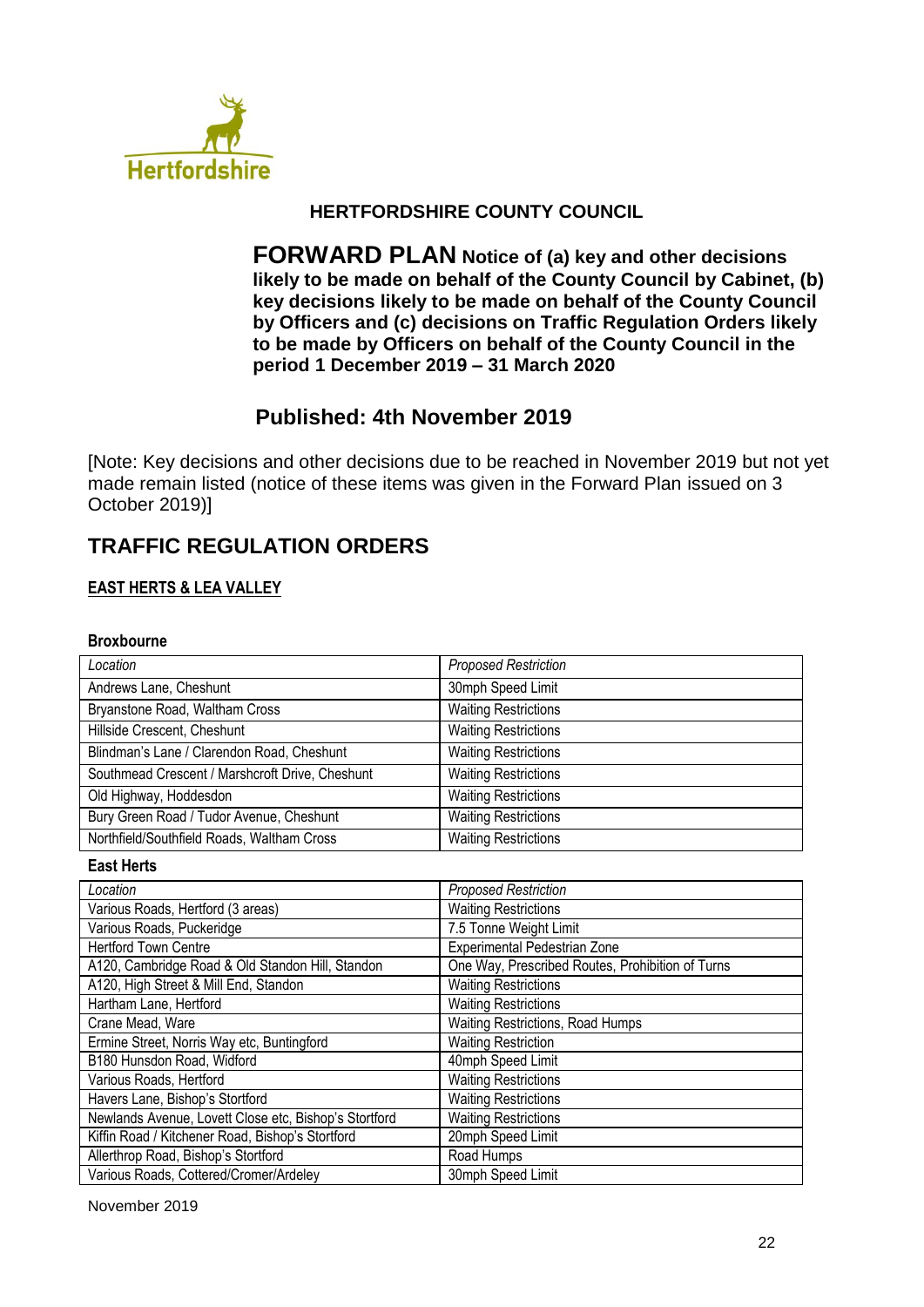Hertfordshire

**HERTFORDSHIRE COUNTY COUNCIL**

**FORWARD PLAN Notice of (a) key and other decisions likely to be made on behalf of the County Council by Cabinet, (b) key decisions likely to be made on behalf of the County Council by Officers and (c) decisions on Traffic Regulation Orders likely to be made by Officers on behalf of the County Council in the period 1 December 2019 – 31 March 2020**

**Published: 4th November 2019**

[Note: Key decisions and other decisions due to be reached in November 2019 but not yet made remain listed (notice of these items was given in the Forward Plan issued on 3 October 2019)]

## TRAFFIC REGULATION ORDERS

### EAST HERTS & LEA VALLEY

#### Broxbourne

| *Location* | *Proposed Restriction* |
|---|---|
| Andrews Lane, Cheshunt | 30mph Speed Limit |
| Bryanstone Road, Waltham Cross | Waiting Restrictions |
| Hillside Crescent, Cheshunt | Waiting Restrictions |
| Blindman's Lane / Clarendon Road, Cheshunt | Waiting Restrictions |
| Southmead Crescent / Marshcroft Drive, Cheshunt | Waiting Restrictions |
| Old Highway, Hoddesdon | Waiting Restrictions |
| Bury Green Road / Tudor Avenue, Cheshunt | Waiting Restrictions |
| Northfield/Southfield Roads, Waltham Cross | Waiting Restrictions |

#### East Herts

| *Location* | *Proposed Restriction* |
|---|---|
| Various Roads, Hertford (3 areas) | Waiting Restrictions |
| Various Roads, Puckeridge | 7.5 Tonne Weight Limit |
| Hertford Town Centre | Experimental Pedestrian Zone |
| A120, Cambridge Road & Old Standon Hill, Standon | One Way, Prescribed Routes, Prohibition of Turns |
| A120, High Street & Mill End, Standon | Waiting Restrictions |
| Hartham Lane, Hertford | Waiting Restrictions |
| Crane Mead, Ware | Waiting Restrictions, Road Humps |
| Ermine Street, Norris Way etc, Buntingford | Waiting Restriction |
| B180 Hunsdon Road, Widford | 40mph Speed Limit |
| Various Roads, Hertford | Waiting Restrictions |
| Havers Lane, Bishop's Stortford | Waiting Restrictions |
| Newlands Avenue, Lovett Close etc, Bishop's Stortford | Waiting Restrictions |
| Kiffin Road / Kitchener Road, Bishop's Stortford | 20mph Speed Limit |
| Allerthrop Road, Bishop's Stortford | Road Humps |
| Various Roads, Cottered/Cromer/Ardeley | 30mph Speed Limit |

November 2019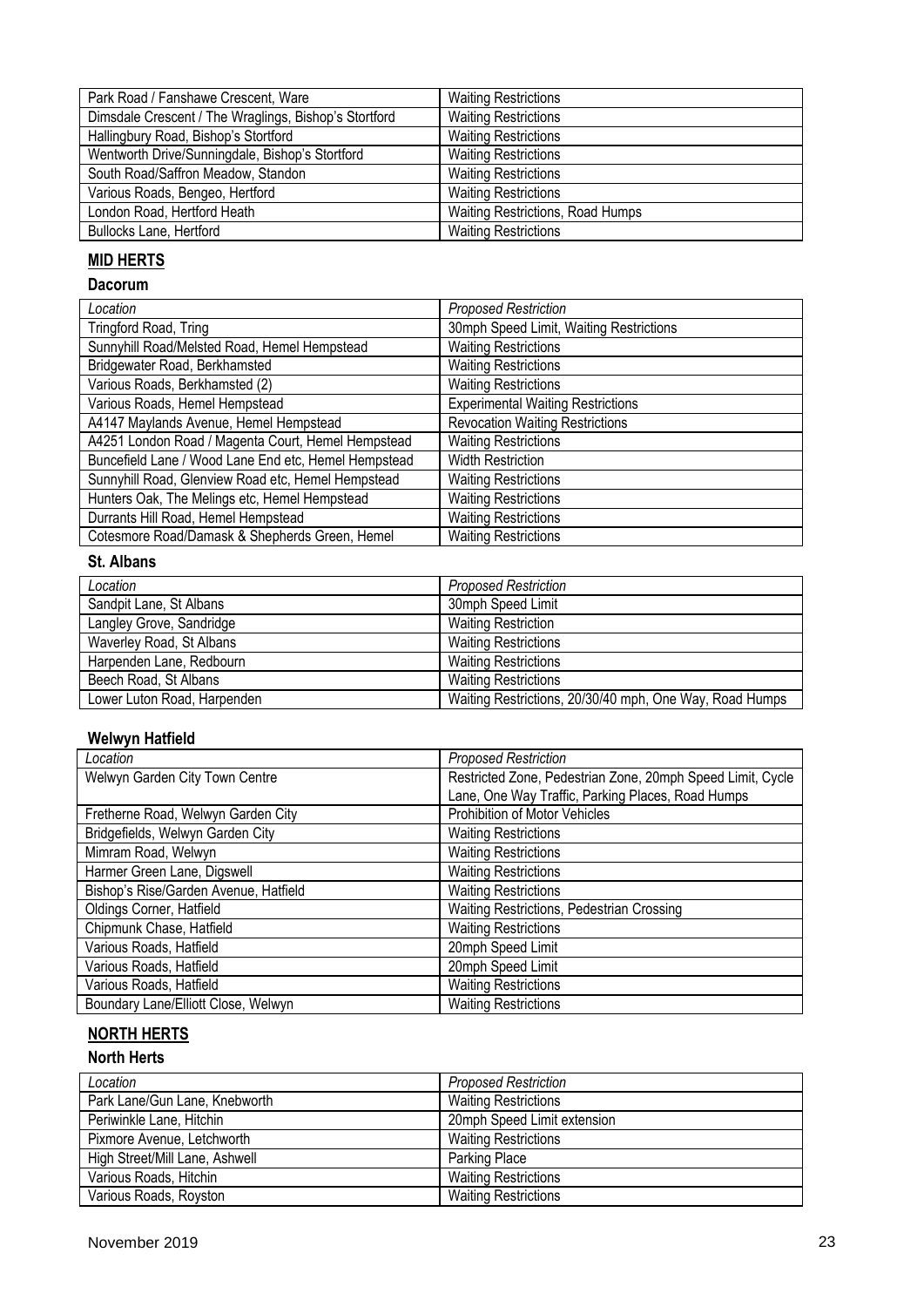| | |
|---|---|
| Park Road / Fanshawe Crescent, Ware | Waiting Restrictions |
| Dimsdale Crescent / The Wraglings, Bishop's Stortford | Waiting Restrictions |
| Hallingbury Road, Bishop's Stortford | Waiting Restrictions |
| Wentworth Drive/Sunningdale, Bishop's Stortford | Waiting Restrictions |
| South Road/Saffron Meadow, Standon | Waiting Restrictions |
| Various Roads, Bengeo, Hertford | Waiting Restrictions |
| London Road, Hertford Heath | Waiting Restrictions, Road Humps |
| Bullocks Lane, Hertford | Waiting Restrictions |

## MID HERTS

### Dacorum

| *Location* | *Proposed Restriction* |
|---|---|
| Tringford Road, Tring | 30mph Speed Limit, Waiting Restrictions |
| Sunnyhill Road/Melsted Road, Hemel Hempstead | Waiting Restrictions |
| Bridgewater Road, Berkhamsted | Waiting Restrictions |
| Various Roads, Berkhamsted (2) | Waiting Restrictions |
| Various Roads, Hemel Hempstead | Experimental Waiting Restrictions |
| A4147 Maylands Avenue, Hemel Hempstead | Revocation Waiting Restrictions |
| A4251 London Road / Magenta Court, Hemel Hempstead | Waiting Restrictions |
| Buncefield Lane / Wood Lane End etc, Hemel Hempstead | Width Restriction |
| Sunnyhill Road, Glenview Road etc, Hemel Hempstead | Waiting Restrictions |
| Hunters Oak, The Melings etc, Hemel Hempstead | Waiting Restrictions |
| Durrants Hill Road, Hemel Hempstead | Waiting Restrictions |
| Cotesmore Road/Damask & Shepherds Green, Hemel | Waiting Restrictions |

### St. Albans

| *Location* | *Proposed Restriction* |
|---|---|
| Sandpit Lane, St Albans | 30mph Speed Limit |
| Langley Grove, Sandridge | Waiting Restriction |
| Waverley Road, St Albans | Waiting Restrictions |
| Harpenden Lane, Redbourn | Waiting Restrictions |
| Beech Road, St Albans | Waiting Restrictions |
| Lower Luton Road, Harpenden | Waiting Restrictions, 20/30/40 mph, One Way, Road Humps |

### Welwyn Hatfield

| *Location* | *Proposed Restriction* |
|---|---|
| Welwyn Garden City Town Centre | Restricted Zone, Pedestrian Zone, 20mph Speed Limit, Cycle Lane, One Way Traffic, Parking Places, Road Humps |
| Fretherne Road, Welwyn Garden City | Prohibition of Motor Vehicles |
| Bridgefields, Welwyn Garden City | Waiting Restrictions |
| Mimram Road, Welwyn | Waiting Restrictions |
| Harmer Green Lane, Digswell | Waiting Restrictions |
| Bishop's Rise/Garden Avenue, Hatfield | Waiting Restrictions |
| Oldings Corner, Hatfield | Waiting Restrictions, Pedestrian Crossing |
| Chipmunk Chase, Hatfield | Waiting Restrictions |
| Various Roads, Hatfield | 20mph Speed Limit |
| Various Roads, Hatfield | 20mph Speed Limit |
| Various Roads, Hatfield | Waiting Restrictions |
| Boundary Lane/Elliott Close, Welwyn | Waiting Restrictions |

## NORTH HERTS

### North Herts

| *Location* | *Proposed Restriction* |
|---|---|
| Park Lane/Gun Lane, Knebworth | Waiting Restrictions |
| Periwinkle Lane, Hitchin | 20mph Speed Limit extension |
| Pixmore Avenue, Letchworth | Waiting Restrictions |
| High Street/Mill Lane, Ashwell | Parking Place |
| Various Roads, Hitchin | Waiting Restrictions |
| Various Roads, Royston | Waiting Restrictions |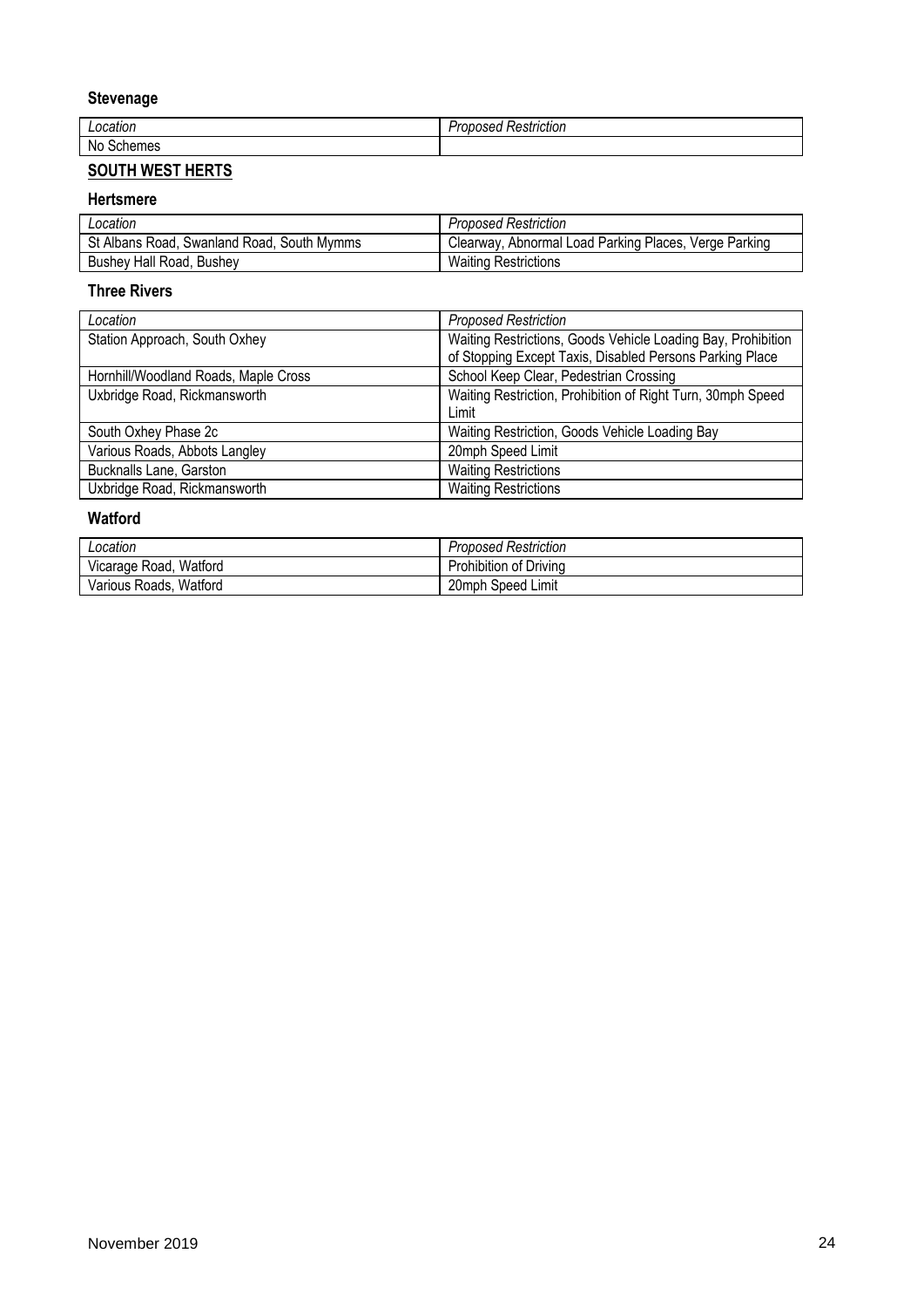### Stevenage

| *Location* | *Proposed Restriction* |
| --- | --- |
| No Schemes | |

## SOUTH WEST HERTS

### Hertsmere

| *Location* | *Proposed Restriction* |
| --- | --- |
| St Albans Road, Swanland Road, South Mymms | Clearway, Abnormal Load Parking Places, Verge Parking |
| Bushey Hall Road, Bushey | Waiting Restrictions |

### Three Rivers

| *Location* | *Proposed Restriction* |
| --- | --- |
| Station Approach, South Oxhey | Waiting Restrictions, Goods Vehicle Loading Bay, Prohibition of Stopping Except Taxis, Disabled Persons Parking Place |
| Hornhill/Woodland Roads, Maple Cross | School Keep Clear, Pedestrian Crossing |
| Uxbridge Road, Rickmansworth | Waiting Restriction, Prohibition of Right Turn, 30mph Speed Limit |
| South Oxhey Phase 2c | Waiting Restriction, Goods Vehicle Loading Bay |
| Various Roads, Abbots Langley | 20mph Speed Limit |
| Bucknalls Lane, Garston | Waiting Restrictions |
| Uxbridge Road, Rickmansworth | Waiting Restrictions |

### Watford

| *Location* | *Proposed Restriction* |
| --- | --- |
| Vicarage Road, Watford | Prohibition of Driving |
| Various Roads, Watford | 20mph Speed Limit |